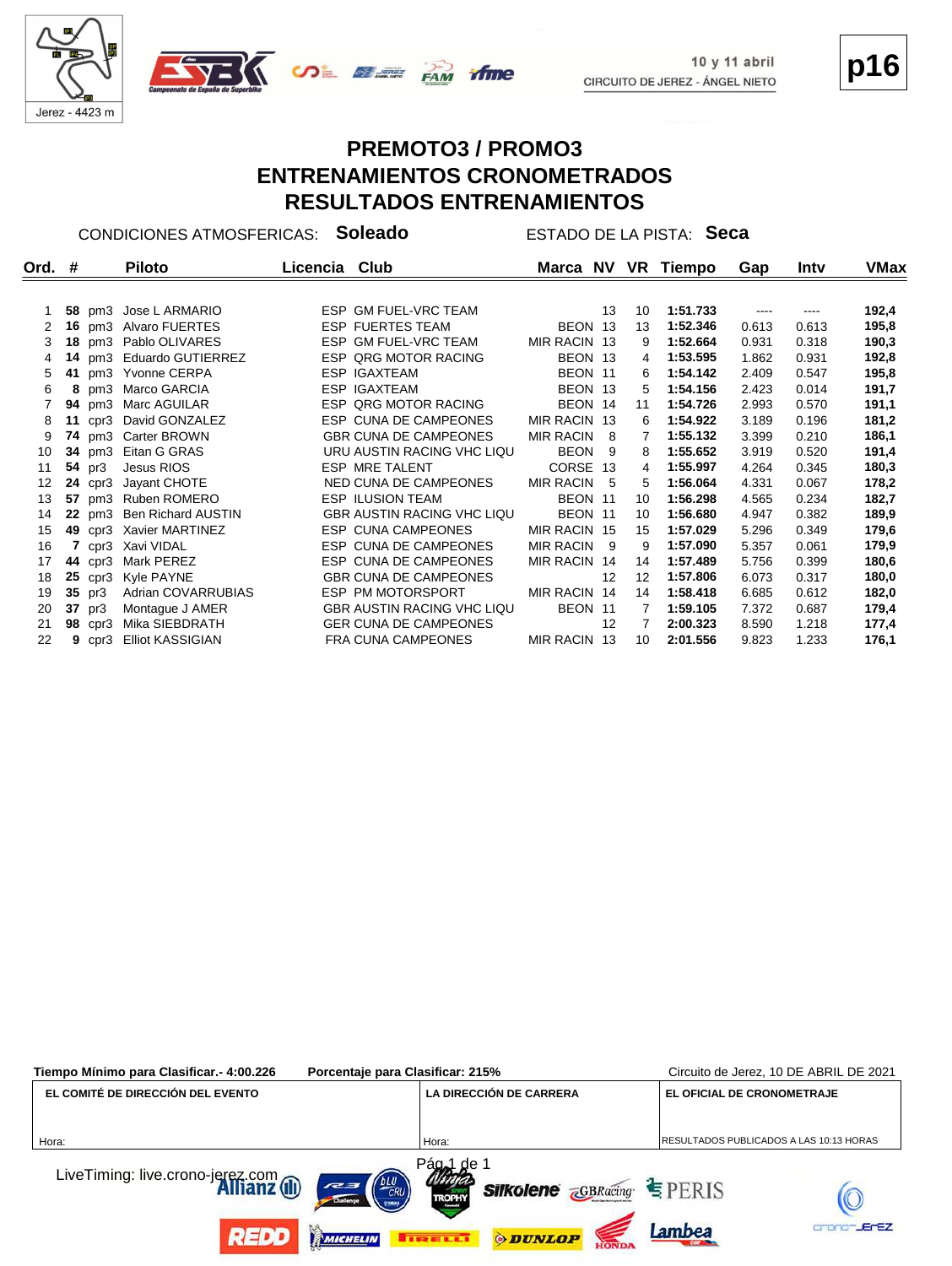10 y 11 abril
CIRCUITO DE JEREZ - ÁNGEL NIETO

Jerez - 4423 m

**p16**

# PREMOTO3 / PROMO3
# ENTRENAMIENTOS CRONOMETRADOS
# RESULTADOS ENTRENAMIENTOS

CONDICIONES ATMOSFERICAS: **Soleado** ESTADO DE LA PISTA: **Seca**

| Ord. | # | | Piloto | Licencia | Club | Marca | NV | VR | Tiempo | Gap | Intv | VMax |
|---|---|---|---|---|---|---|---|---|---|---|---|---|
| 1 | **58** | pm3 | Jose L ARMARIO | ESP | GM FUEL-VRC TEAM | | 13 | 10 | **1:51.733** | ---- | ---- | **192,4** |
| 2 | **16** | pm3 | Alvaro FUERTES | ESP | FUERTES TEAM | BEON | 13 | 13 | **1:52.346** | 0.613 | 0.613 | **195,8** |
| 3 | **18** | pm3 | Pablo OLIVARES | ESP | GM FUEL-VRC TEAM | MIR RACIN | 13 | 9 | **1:52.664** | 0.931 | 0.318 | **190,3** |
| 4 | **14** | pm3 | Eduardo GUTIERREZ | ESP | QRG MOTOR RACING | BEON | 13 | 4 | **1:53.595** | 1.862 | 0.931 | **192,8** |
| 5 | **41** | pm3 | Yvonne CERPA | ESP | IGAXTEAM | BEON | 11 | 6 | **1:54.142** | 2.409 | 0.547 | **195,8** |
| 6 | **8** | pm3 | Marco GARCIA | ESP | IGAXTEAM | BEON | 13 | 5 | **1:54.156** | 2.423 | 0.014 | **191,7** |
| 7 | **94** | pm3 | Marc AGUILAR | ESP | QRG MOTOR RACING | BEON | 14 | 11 | **1:54.726** | 2.993 | 0.570 | **191,1** |
| 8 | **11** | cpr3 | David GONZALEZ | ESP | CUNA DE CAMPEONES | MIR RACIN | 13 | 6 | **1:54.922** | 3.189 | 0.196 | **181,2** |
| 9 | **74** | pm3 | Carter BROWN | GBR | CUNA DE CAMPEONES | MIR RACIN | 8 | 7 | **1:55.132** | 3.399 | 0.210 | **186,1** |
| 10 | **34** | pm3 | Eitan G GRAS | URU | AUSTIN RACING VHC LIQU | BEON | 9 | 8 | **1:55.652** | 3.919 | 0.520 | **191,4** |
| 11 | **54** | pr3 | Jesus RIOS | ESP | MRE TALENT | CORSE | 13 | 4 | **1:55.997** | 4.264 | 0.345 | **180,3** |
| 12 | **24** | cpr3 | Jayant CHOTE | NED | CUNA DE CAMPEONES | MIR RACIN | 5 | 5 | **1:56.064** | 4.331 | 0.067 | **178,2** |
| 13 | **57** | pm3 | Ruben ROMERO | ESP | ILUSION TEAM | BEON | 11 | 10 | **1:56.298** | 4.565 | 0.234 | **182,7** |
| 14 | **22** | pm3 | Ben Richard AUSTIN | GBR | AUSTIN RACING VHC LIQU | BEON | 11 | 10 | **1:56.680** | 4.947 | 0.382 | **189,9** |
| 15 | **49** | cpr3 | Xavier MARTINEZ | ESP | CUNA CAMPEONES | MIR RACIN | 15 | 15 | **1:57.029** | 5.296 | 0.349 | **179,6** |
| 16 | **7** | cpr3 | Xavi VIDAL | ESP | CUNA DE CAMPEONES | MIR RACIN | 9 | 9 | **1:57.090** | 5.357 | 0.061 | **179,9** |
| 17 | **44** | cpr3 | Mark PEREZ | ESP | CUNA DE CAMPEONES | MIR RACIN | 14 | 14 | **1:57.489** | 5.756 | 0.399 | **180,6** |
| 18 | **25** | cpr3 | Kyle PAYNE | GBR | CUNA DE CAMPEONES | | 12 | 12 | **1:57.806** | 6.073 | 0.317 | **180,0** |
| 19 | **35** | pr3 | Adrian COVARRUBIAS | ESP | PM MOTORSPORT | MIR RACIN | 14 | 14 | **1:58.418** | 6.685 | 0.612 | **182,0** |
| 20 | **37** | pr3 | Montague J AMER | GBR | AUSTIN RACING VHC LIQU | BEON | 11 | 7 | **1:59.105** | 7.372 | 0.687 | **179,4** |
| 21 | **98** | cpr3 | Mika SIEBDRATH | GER | CUNA DE CAMPEONES | | 12 | 7 | **2:00.323** | 8.590 | 1.218 | **177,4** |
| 22 | **9** | cpr3 | Elliot KASSIGIAN | FRA | CUNA CAMPEONES | MIR RACIN | 13 | 10 | **2:01.556** | 9.823 | 1.233 | **176,1** |

**Tiempo Mínimo para Clasificar.- 4:00.226** **Porcentaje para Clasificar: 215%** Circuito de Jerez, 10 DE ABRIL DE 2021

| EL COMITÉ DE DIRECCIÓN DEL EVENTO | LA DIRECCIÓN DE CARRERA | EL OFICIAL DE CRONOMETRAJE |
|---|---|---|
| Hora: | Hora: | RESULTADOS PUBLICADOS A LAS 10:13 HORAS |

LiveTiming: live.crono-jerez.com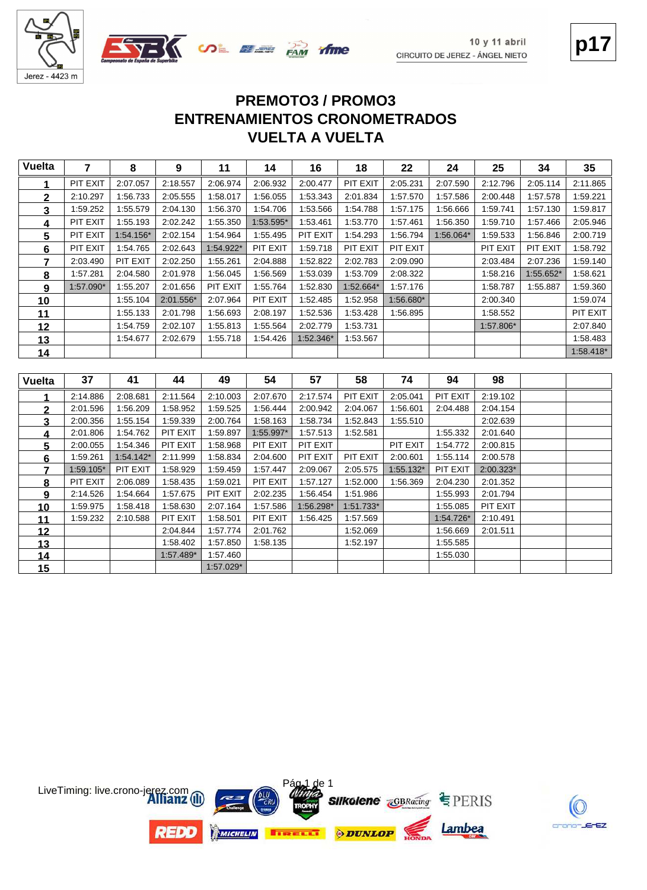# PREMOTO3 / PROMO3
# ENTRENAMIENTOS CRONOMETRADOS
# VUELTA A VUELTA

| Vuelta | 7 | 8 | 9 | 11 | 14 | 16 | 18 | 22 | 24 | 25 | 34 | 35 |
|---|---|---|---|---|---|---|---|---|---|---|---|---|
| 1 | PIT EXIT | 2:07.057 | 2:18.557 | 2:06.974 | 2:06.932 | 2:00.477 | PIT EXIT | 2:05.231 | 2:07.590 | 2:12.796 | 2:05.114 | 2:11.865 |
| 2 | 2:10.297 | 1:56.733 | 2:05.555 | 1:58.017 | 1:56.055 | 1:53.343 | 2:01.834 | 1:57.570 | 1:57.586 | 2:00.448 | 1:57.578 | 1:59.221 |
| 3 | 1:59.252 | 1:55.579 | 2:04.130 | 1:56.370 | 1:54.706 | 1:53.566 | 1:54.788 | 1:57.175 | 1:56.666 | 1:59.741 | 1:57.130 | 1:59.817 |
| 4 | PIT EXIT | 1:55.193 | 2:02.242 | 1:55.350 | 1:53.595* | 1:53.461 | 1:53.770 | 1:57.461 | 1:56.350 | 1:59.710 | 1:57.466 | 2:05.946 |
| 5 | PIT EXIT | 1:54.156* | 2:02.154 | 1:54.964 | 1:55.495 | PIT EXIT | 1:54.293 | 1:56.794 | 1:56.064* | 1:59.533 | 1:56.846 | 2:00.719 |
| 6 | PIT EXIT | 1:54.765 | 2:02.643 | 1:54.922* | PIT EXIT | 1:59.718 | PIT EXIT | PIT EXIT | | PIT EXIT | PIT EXIT | 1:58.792 |
| 7 | 2:03.490 | PIT EXIT | 2:02.250 | 1:55.261 | 2:04.888 | 1:52.822 | 2:02.783 | 2:09.090 | | 2:03.484 | 2:07.236 | 1:59.140 |
| 8 | 1:57.281 | 2:04.580 | 2:01.978 | 1:56.045 | 1:56.569 | 1:53.039 | 1:53.709 | 2:08.322 | | 1:58.216 | 1:55.652* | 1:58.621 |
| 9 | 1:57.090* | 1:55.207 | 2:01.656 | PIT EXIT | 1:55.764 | 1:52.830 | 1:52.664* | 1:57.176 | | 1:58.787 | 1:55.887 | 1:59.360 |
| 10 | | 1:55.104 | 2:01.556* | 2:07.964 | PIT EXIT | 1:52.485 | 1:52.958 | 1:56.680* | | 2:00.340 | | 1:59.074 |
| 11 | | 1:55.133 | 2:01.798 | 1:56.693 | 2:08.197 | 1:52.536 | 1:53.428 | 1:56.895 | | 1:58.552 | | PIT EXIT |
| 12 | | 1:54.759 | 2:02.107 | 1:55.813 | 1:55.564 | 2:02.779 | 1:53.731 | | | 1:57.806* | | 2:07.840 |
| 13 | | 1:54.677 | 2:02.679 | 1:55.718 | 1:54.426 | 1:52.346* | 1:53.567 | | | | | 1:58.483 |
| 14 | | | | | | | | | | | | 1:58.418* |

| Vuelta | 37 | 41 | 44 | 49 | 54 | 57 | 58 | 74 | 94 | 98 | | |
|---|---|---|---|---|---|---|---|---|---|---|---|---|
| 1 | 2:14.886 | 2:08.681 | 2:11.564 | 2:10.003 | 2:07.670 | 2:17.574 | PIT EXIT | 2:05.041 | PIT EXIT | 2:19.102 | | |
| 2 | 2:01.596 | 1:56.209 | 1:58.952 | 1:59.525 | 1:56.444 | 2:00.942 | 2:04.067 | 1:56.601 | 2:04.488 | 2:04.154 | | |
| 3 | 2:00.356 | 1:55.154 | 1:59.339 | 2:00.764 | 1:58.163 | 1:58.734 | 1:52.843 | 1:55.510 | | 2:02.639 | | |
| 4 | 2:01.806 | 1:54.762 | PIT EXIT | 1:59.897 | 1:55.997* | 1:57.513 | 1:52.581 | | 1:55.332 | 2:01.640 | | |
| 5 | 2:00.055 | 1:54.346 | PIT EXIT | 1:58.968 | PIT EXIT | PIT EXIT | | PIT EXIT | 1:54.772 | 2:00.815 | | |
| 6 | 1:59.261 | 1:54.142* | 2:11.999 | 1:58.834 | 2:04.600 | PIT EXIT | PIT EXIT | 2:00.601 | 1:55.114 | 2:00.578 | | |
| 7 | 1:59.105* | PIT EXIT | 1:58.929 | 1:59.459 | 1:57.447 | 2:09.067 | 2:05.575 | 1:55.132* | PIT EXIT | 2:00.323* | | |
| 8 | PIT EXIT | 2:06.089 | 1:58.435 | 1:59.021 | PIT EXIT | 1:57.127 | 1:52.000 | 1:56.369 | 2:04.230 | 2:01.352 | | |
| 9 | 2:14.526 | 1:54.664 | 1:57.675 | PIT EXIT | 2:02.235 | 1:56.454 | 1:51.986 | | 1:55.993 | 2:01.794 | | |
| 10 | 1:59.975 | 1:58.418 | 1:58.630 | 2:07.164 | 1:57.586 | 1:56.298* | 1:51.733* | | 1:55.085 | PIT EXIT | | |
| 11 | 1:59.232 | 2:10.588 | PIT EXIT | 1:58.501 | PIT EXIT | 1:56.425 | 1:57.569 | | 1:54.726* | 2:10.491 | | |
| 12 | | | 2:04.844 | 1:57.774 | 2:01.762 | | 1:52.069 | | 1:56.669 | 2:01.511 | | |
| 13 | | | 1:58.402 | 1:57.850 | 1:58.135 | | 1:52.197 | | 1:55.585 | | | |
| 14 | | | 1:57.489* | 1:57.460 | | | | | 1:55.030 | | | |
| 15 | | | | 1:57.029* | | | | | | | | |

LiveTiming: live.crono-jerez.com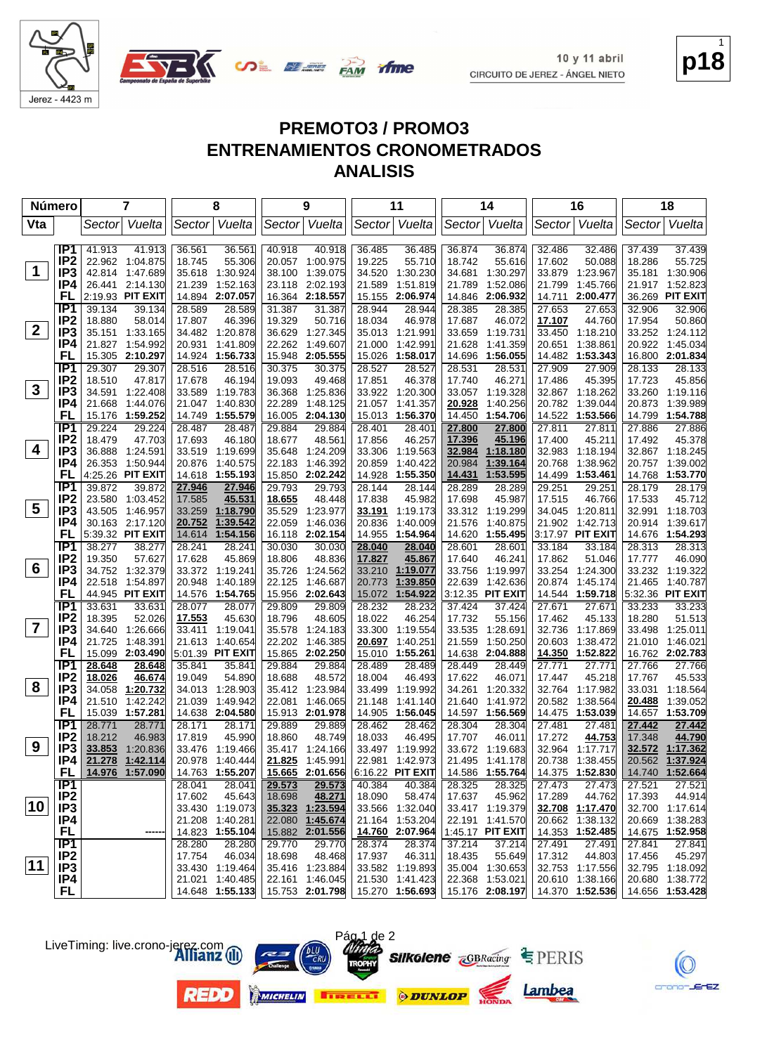10 y 11 abril
CIRCUITO DE JEREZ - ÁNGEL NIETO

Jerez - 4423 m

# PREMOTO3 / PROMO3
## ENTRENAMIENTOS CRONOMETRADOS
## ANALISIS

| Número | | 7 | | 8 | | 9 | | 11 | | 14 | | 16 | | 18 | |
|---|---|---|---|---|---|---|---|---|---|---|---|---|---|---|---|
| Vta | | Sector | Vuelta | Sector | Vuelta | Sector | Vuelta | Sector | Vuelta | Sector | Vuelta | Sector | Vuelta | Sector | Vuelta |
| 1 | IP1 | 41.913 | 41.913 | 36.561 | 36.561 | 40.918 | 40.918 | 36.485 | 36.485 | 36.874 | 36.874 | 32.486 | 32.486 | 37.439 | 37.439 |
| | IP2 | 22.962 | 1:04.875 | 18.745 | 55.306 | 20.057 | 1:00.975 | 19.225 | 55.710 | 18.742 | 55.616 | 17.602 | 50.088 | 18.286 | 55.725 |
| | IP3 | 42.814 | 1:47.689 | 35.618 | 1:30.924 | 38.100 | 1:39.075 | 34.520 | 1:30.230 | 34.681 | 1:30.297 | 33.879 | 1:23.967 | 35.181 | 1:30.906 |
| | IP4 | 26.441 | 2:14.130 | 21.239 | 1:52.163 | 23.118 | 2:02.193 | 21.589 | 1:51.819 | 21.789 | 1:52.086 | 21.799 | 1:45.766 | 21.917 | 1:52.823 |
| | FL | 2:19.93 | PIT EXIT | 14.894 | 2:07.057 | 16.364 | 2:18.557 | 15.155 | 2:06.974 | 14.846 | 2:06.932 | 14.711 | 2:00.477 | 36.269 | PIT EXIT |
| 2 | IP1 | 39.134 | 39.134 | 28.589 | 28.589 | 31.387 | 31.387 | 28.944 | 28.944 | 28.385 | 28.385 | 27.653 | 27.653 | 32.906 | 32.906 |
| | IP2 | 18.880 | 58.014 | 17.807 | 46.396 | 19.329 | 50.716 | 18.034 | 46.978 | 17.687 | 46.072 | 17.107 | 44.760 | 17.954 | 50.860 |
| | IP3 | 35.151 | 1:33.165 | 34.482 | 1:20.878 | 36.629 | 1:27.345 | 35.013 | 1:21.991 | 33.659 | 1:19.731 | 33.450 | 1:18.210 | 33.252 | 1:24.112 |
| | IP4 | 21.827 | 1:54.992 | 20.931 | 1:41.809 | 22.262 | 1:49.607 | 21.000 | 1:42.991 | 21.628 | 1:41.359 | 20.651 | 1:38.861 | 20.922 | 1:45.034 |
| | FL | 15.305 | 2:10.297 | 14.924 | 1:56.733 | 15.948 | 2:05.555 | 15.026 | 1:58.017 | 14.696 | 1:56.055 | 14.482 | 1:53.343 | 16.800 | 2:01.834 |
| 3 | IP1 | 29.307 | 29.307 | 28.516 | 28.516 | 30.375 | 30.375 | 28.527 | 28.527 | 28.531 | 28.531 | 27.909 | 27.909 | 28.133 | 28.133 |
| | IP2 | 18.510 | 47.817 | 17.678 | 46.194 | 19.093 | 49.468 | 17.851 | 46.378 | 17.740 | 46.271 | 17.486 | 45.395 | 17.723 | 45.856 |
| | IP3 | 34.591 | 1:22.408 | 33.589 | 1:19.783 | 36.368 | 1:25.836 | 33.922 | 1:20.300 | 33.057 | 1:19.328 | 32.867 | 1:18.262 | 33.260 | 1:19.116 |
| | IP4 | 21.668 | 1:44.076 | 21.047 | 1:40.830 | 22.289 | 1:48.125 | 21.057 | 1:41.357 | 20.928 | 1:40.256 | 20.782 | 1:39.044 | 20.873 | 1:39.989 |
| | FL | 15.176 | 1:59.252 | 14.749 | 1:55.579 | 16.005 | 2:04.130 | 15.013 | 1:56.370 | 14.450 | 1:54.706 | 14.522 | 1:53.566 | 14.799 | 1:54.788 |
| 4 | IP1 | 29.224 | 29.224 | 28.487 | 28.487 | 29.884 | 29.884 | 28.401 | 28.401 | 27.800 | 27.800 | 27.811 | 27.811 | 27.886 | 27.886 |
| | IP2 | 18.479 | 47.703 | 17.693 | 46.180 | 18.677 | 48.561 | 17.856 | 46.257 | 17.396 | 45.196 | 17.400 | 45.211 | 17.492 | 45.378 |
| | IP3 | 36.888 | 1:24.591 | 33.519 | 1:19.699 | 35.648 | 1:24.209 | 33.306 | 1:19.563 | 32.984 | 1:18.180 | 32.983 | 1:18.194 | 32.867 | 1:18.245 |
| | IP4 | 26.353 | 1:50.944 | 20.876 | 1:40.575 | 22.183 | 1:46.392 | 20.859 | 1:40.422 | 20.984 | 1:39.164 | 20.768 | 1:38.962 | 20.757 | 1:39.002 |
| | FL | 4:25.26 | PIT EXIT | 14.618 | 1:55.193 | 15.850 | 2:02.242 | 14.928 | 1:55.350 | 14.431 | 1:53.595 | 14.499 | 1:53.461 | 14.768 | 1:53.770 |
| 5 | IP1 | 39.872 | 39.872 | 27.946 | 27.946 | 29.793 | 29.793 | 28.144 | 28.144 | 28.289 | 28.289 | 29.251 | 29.251 | 28.179 | 28.179 |
| | IP2 | 23.580 | 1:03.452 | 17.585 | 45.531 | 18.655 | 48.448 | 17.838 | 45.982 | 17.698 | 45.987 | 17.515 | 46.766 | 17.533 | 45.712 |
| | IP3 | 43.505 | 1:46.957 | 33.259 | 1:18.790 | 35.529 | 1:23.977 | 33.191 | 1:19.173 | 33.312 | 1:19.299 | 34.045 | 1:20.811 | 32.991 | 1:18.703 |
| | IP4 | 30.163 | 2:17.120 | 20.752 | 1:39.542 | 22.059 | 1:46.036 | 20.836 | 1:40.009 | 21.576 | 1:40.875 | 21.902 | 1:42.713 | 20.914 | 1:39.617 |
| | FL | 5:39.32 | PIT EXIT | 14.614 | 1:54.156 | 16.118 | 2:02.154 | 14.955 | 1:54.964 | 14.620 | 1:55.495 | 3:17.97 | PIT EXIT | 14.676 | 1:54.293 |
| 6 | IP1 | 38.277 | 38.277 | 28.241 | 28.241 | 30.030 | 30.030 | 28.040 | 28.040 | 28.601 | 28.601 | 33.184 | 33.184 | 28.313 | 28.313 |
| | IP2 | 19.350 | 57.627 | 17.628 | 45.869 | 18.806 | 48.836 | 17.827 | 45.867 | 17.640 | 46.241 | 17.862 | 51.046 | 17.777 | 46.090 |
| | IP3 | 34.752 | 1:32.379 | 33.372 | 1:19.241 | 35.726 | 1:24.562 | 33.210 | 1:19.077 | 33.756 | 1:19.997 | 33.254 | 1:24.300 | 33.232 | 1:19.322 |
| | IP4 | 22.518 | 1:54.897 | 20.948 | 1:40.189 | 22.125 | 1:46.687 | 20.773 | 1:39.850 | 22.639 | 1:42.636 | 20.874 | 1:45.174 | 21.465 | 1:40.787 |
| | FL | 44.945 | PIT EXIT | 14.576 | 1:54.765 | 15.956 | 2:02.643 | 15.072 | 1:54.922 | 3:12.35 | PIT EXIT | 14.544 | 1:59.718 | 5:32.36 | PIT EXIT |
| 7 | IP1 | 33.631 | 33.631 | 28.077 | 28.077 | 29.809 | 29.809 | 28.232 | 28.232 | 37.424 | 37.424 | 27.671 | 27.671 | 33.233 | 33.233 |
| | IP2 | 18.395 | 52.026 | 17.553 | 45.630 | 18.796 | 48.605 | 18.022 | 46.254 | 17.732 | 55.156 | 17.462 | 45.133 | 18.280 | 51.513 |
| | IP3 | 34.640 | 1:26.666 | 33.411 | 1:19.041 | 35.578 | 1:24.183 | 33.300 | 1:19.554 | 33.535 | 1:28.691 | 32.736 | 1:17.869 | 33.498 | 1:25.011 |
| | IP4 | 21.725 | 1:48.391 | 21.613 | 1:40.654 | 22.202 | 1:46.385 | 20.697 | 1:40.251 | 21.559 | 1:50.250 | 20.603 | 1:38.472 | 21.010 | 1:46.021 |
| | FL | 15.099 | 2:03.490 | 5:01.39 | PIT EXIT | 15.865 | 2:02.250 | 15.010 | 1:55.261 | 14.638 | 2:04.888 | 14.350 | 1:52.822 | 16.762 | 2:02.783 |
| 8 | IP1 | 28.648 | 28.648 | 35.841 | 35.841 | 29.884 | 29.884 | 28.489 | 28.489 | 28.449 | 28.449 | 27.771 | 27.771 | 27.766 | 27.766 |
| | IP2 | 18.026 | 46.674 | 19.049 | 54.890 | 18.688 | 48.572 | 18.004 | 46.493 | 17.622 | 46.071 | 17.447 | 45.218 | 17.767 | 45.533 |
| | IP3 | 34.058 | 1:20.732 | 34.013 | 1:28.903 | 35.412 | 1:23.984 | 33.499 | 1:19.992 | 34.261 | 1:20.332 | 32.764 | 1:17.982 | 33.031 | 1:18.564 |
| | IP4 | 21.510 | 1:42.242 | 21.039 | 1:49.942 | 22.081 | 1:46.065 | 21.148 | 1:41.140 | 21.640 | 1:41.972 | 20.582 | 1:38.564 | 20.488 | 1:39.052 |
| | FL | 15.039 | 1:57.281 | 14.638 | 2:04.580 | 15.913 | 2:01.978 | 14.905 | 1:56.045 | 14.597 | 1:56.569 | 14.475 | 1:53.039 | 14.657 | 1:53.709 |
| 9 | IP1 | 28.771 | 28.771 | 28.171 | 28.171 | 29.889 | 29.889 | 28.462 | 28.462 | 28.304 | 28.304 | 27.481 | 27.481 | 27.442 | 27.442 |
| | IP2 | 18.212 | 46.983 | 17.819 | 45.990 | 18.860 | 48.749 | 18.033 | 46.495 | 17.707 | 46.011 | 17.272 | 44.753 | 17.348 | 44.790 |
| | IP3 | 33.853 | 1:20.836 | 33.476 | 1:19.466 | 35.417 | 1:24.166 | 33.497 | 1:19.992 | 33.672 | 1:19.683 | 32.964 | 1:17.717 | 32.572 | 1:17.362 |
| | IP4 | 21.278 | 1:42.114 | 20.978 | 1:40.444 | 21.825 | 1:45.991 | 22.981 | 1:42.973 | 21.495 | 1:41.178 | 20.738 | 1:38.455 | 20.562 | 1:37.924 |
| | FL | 14.976 | 1:57.090 | 14.763 | 1:55.207 | 15.665 | 2:01.656 | 6:16.22 | PIT EXIT | 14.586 | 1:55.764 | 14.375 | 1:52.830 | 14.740 | 1:52.664 |
| 10 | IP1 | | | 28.041 | 28.041 | 29.573 | 29.573 | 40.384 | 40.384 | 28.325 | 28.325 | 27.473 | 27.473 | 27.521 | 27.521 |
| | IP2 | | | 17.602 | 45.643 | 18.698 | 48.271 | 18.090 | 58.474 | 17.637 | 45.962 | 17.289 | 44.762 | 17.393 | 44.914 |
| | IP3 | | | 33.430 | 1:19.073 | 35.323 | 1:23.594 | 33.566 | 1:32.040 | 33.417 | 1:19.379 | 32.708 | 1:17.470 | 32.700 | 1:17.614 |
| | IP4 | | | 21.208 | 1:40.281 | 22.080 | 1:45.674 | 21.164 | 1:53.204 | 22.191 | 1:41.570 | 20.662 | 1:38.132 | 20.669 | 1:38.283 |
| | FL | | ------ | 14.823 | 1:55.104 | 15.882 | 2:01.556 | 14.760 | 2:07.964 | 1:45.17 | PIT EXIT | 14.353 | 1:52.485 | 14.675 | 1:52.958 |
| 11 | IP1 | | | 28.280 | 28.280 | 29.770 | 29.770 | 28.374 | 28.374 | 37.214 | 37.214 | 27.491 | 27.491 | 27.841 | 27.841 |
| | IP2 | | | 17.754 | 46.034 | 18.698 | 48.468 | 17.937 | 46.311 | 18.435 | 55.649 | 17.312 | 44.803 | 17.456 | 45.297 |
| | IP3 | | | 33.430 | 1:19.464 | 35.416 | 1:23.884 | 33.582 | 1:19.893 | 35.004 | 1:30.653 | 32.753 | 1:17.556 | 32.795 | 1:18.092 |
| | IP4 | | | 21.021 | 1:40.485 | 22.161 | 1:46.045 | 21.530 | 1:41.423 | 22.368 | 1:53.021 | 20.610 | 1:38.166 | 20.680 | 1:38.772 |
| | FL | | | 14.648 | 1:55.133 | 15.753 | 2:01.798 | 15.270 | 1:56.693 | 15.176 | 2:08.197 | 14.370 | 1:52.536 | 14.656 | 1:53.428 |

LiveTiming: live.crono-jerez.com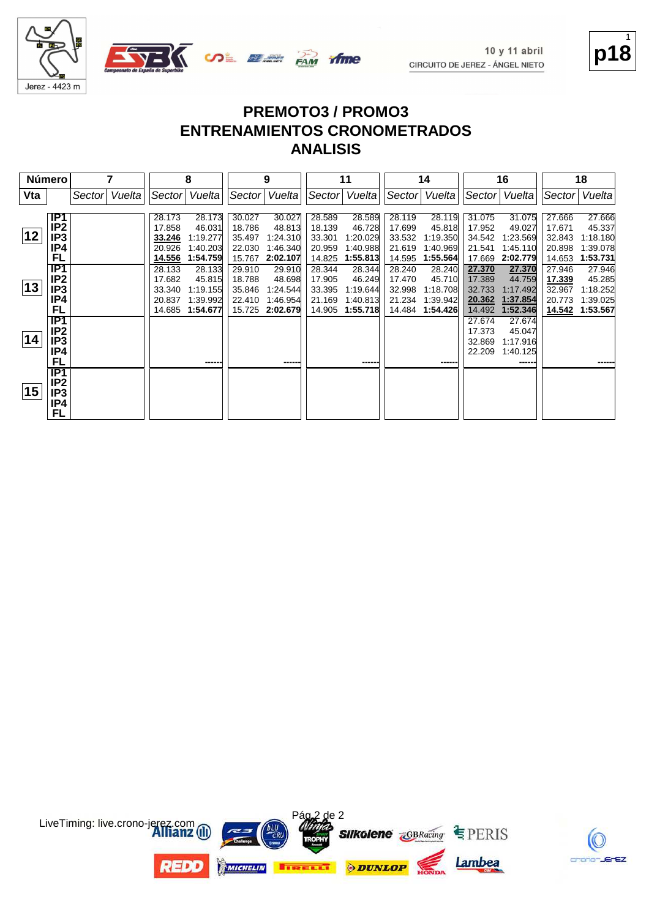# PREMOTO3 / PROMO3
# ENTRENAMIENTOS CRONOMETRADOS
# ANALISIS

| Número | | 7 | | 8 | | 9 | | 11 | | 14 | | 16 | | 18 | |
|---|---|---|---|---|---|---|---|---|---|---|---|---|---|---|---|
| Vta | | Sector | Vuelta | Sector | Vuelta | Sector | Vuelta | Sector | Vuelta | Sector | Vuelta | Sector | Vuelta | Sector | Vuelta |
| 12 | IP1 | | | 28.173 | 28.173 | 30.027 | 30.027 | 28.589 | 28.589 | 28.119 | 28.119 | 31.075 | 31.075 | 27.666 | 27.666 |
| | IP2 | | | 17.858 | 46.031 | 18.786 | 48.813 | 18.139 | 46.728 | 17.699 | 45.818 | 17.952 | 49.027 | 17.671 | 45.337 |
| | IP3 | | | **33.246** | 1:19.277 | 35.497 | 1:24.310 | 33.301 | 1:20.029 | 33.532 | 1:19.350 | 34.542 | 1:23.569 | 32.843 | 1:18.180 |
| | IP4 | | | 20.926 | 1:40.203 | 22.030 | 1:46.340 | 20.959 | 1:40.988 | 21.619 | 1:40.969 | 21.541 | 1:45.110 | 20.898 | 1:39.078 |
| | FL | | | **14.556** | **1:54.759** | 15.767 | **2:02.107** | 14.825 | **1:55.813** | 14.595 | **1:55.564** | 17.669 | **2:02.779** | 14.653 | **1:53.731** |
| 13 | IP1 | | | 28.133 | 28.133 | 29.910 | 29.910 | 28.344 | 28.344 | 28.240 | 28.240 | **27.370** | **27.370** | 27.946 | 27.946 |
| | IP2 | | | 17.682 | 45.815 | 18.788 | 48.698 | 17.905 | 46.249 | 17.470 | 45.710 | 17.389 | 44.759 | **17.339** | 45.285 |
| | IP3 | | | 33.340 | 1:19.155 | 35.846 | 1:24.544 | 33.395 | 1:19.644 | 32.998 | 1:18.708 | 32.733 | 1:17.492 | 32.967 | 1:18.252 |
| | IP4 | | | 20.837 | 1:39.992 | 22.410 | 1:46.954 | 21.169 | 1:40.813 | 21.234 | 1:39.942 | **20.362** | **1:37.854** | 20.773 | 1:39.025 |
| | FL | | | 14.685 | **1:54.677** | 15.725 | **2:02.679** | 14.905 | **1:55.718** | 14.484 | **1:54.426** | 14.492 | **1:52.346** | **14.542** | **1:53.567** |
| 14 | IP1 | | | | | | | | | | | 27.674 | 27.674 | | |
| | IP2 | | | | | | | | | | | 17.373 | 45.047 | | |
| | IP3 | | | | | | | | | | | 32.869 | 1:17.916 | | |
| | IP4 | | | | | | | | | | | 22.209 | 1:40.125 | | |
| | FL | | | | ------ | | ------ | | ------ | | ------ | | ------ | | ------ |
| 15 | IP1 | | | | | | | | | | | | | | |
| | IP2 | | | | | | | | | | | | | | |
| | IP3 | | | | | | | | | | | | | | |
| | IP4 | | | | | | | | | | | | | | |
| | FL | | | | | | | | | | | | | | |

LiveTiming: live.crono-jerez.com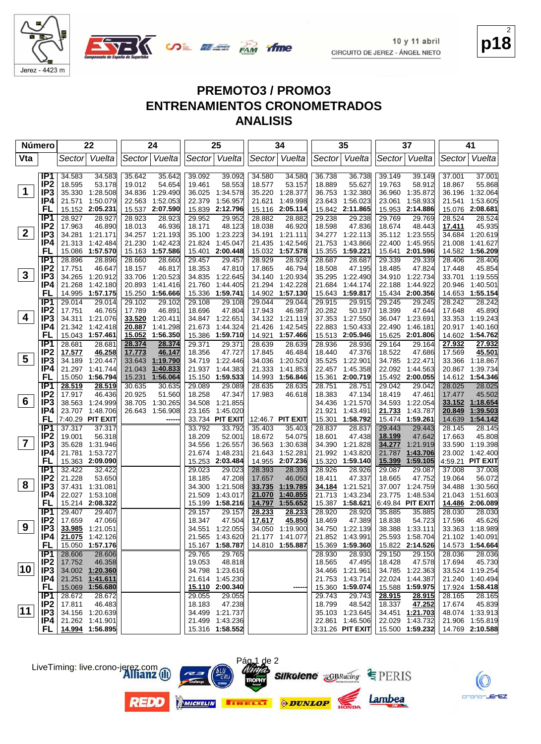# PREMOTO3 / PROMO3

## ENTRENAMIENTOS CRONOMETRADOS

## ANALISIS

| Número | | 22 | | 24 | | 25 | | 34 | | 35 | | 37 | | 41 | |
|---|---|---|---|---|---|---|---|---|---|---|---|---|---|---|---|
| Vta | | Sector | Vuelta | Sector | Vuelta | Sector | Vuelta | Sector | Vuelta | Sector | Vuelta | Sector | Vuelta | Sector | Vuelta |
| 1 | IP1 | 34.583 | 34.583 | 35.642 | 35.642 | 39.092 | 39.092 | 34.580 | 34.580 | 36.738 | 36.738 | 39.149 | 39.149 | 37.001 | 37.001 |
| | IP2 | 18.595 | 53.178 | 19.012 | 54.654 | 19.461 | 58.553 | 18.577 | 53.157 | 18.889 | 55.627 | 19.763 | 58.912 | 18.867 | 55.868 |
| | IP3 | 35.330 | 1:28.508 | 34.836 | 1:29.490 | 36.025 | 1:34.578 | 35.220 | 1:28.377 | 36.753 | 1:32.380 | 36.960 | 1:35.872 | 36.196 | 1:32.064 |
| | IP4 | 21.571 | 1:50.079 | 22.563 | 1:52.053 | 22.379 | 1:56.957 | 21.621 | 1:49.998 | 23.643 | 1:56.023 | 23.061 | 1:58.933 | 21.541 | 1:53.605 |
| | FL | 15.152 | 2:05.231 | 15.537 | 2:07.590 | 15.839 | 2:12.796 | 15.116 | 2:05.114 | 15.842 | 2:11.865 | 15.953 | 2:14.886 | 15.076 | 2:08.681 |
| 2 | IP1 | 28.927 | 28.927 | 28.923 | 28.923 | 29.952 | 29.952 | 28.882 | 28.882 | 29.238 | 29.238 | 29.769 | 29.769 | 28.524 | 28.524 |
| | IP2 | 17.963 | 46.890 | 18.013 | 46.936 | 18.171 | 48.123 | 18.038 | 46.920 | 18.598 | 47.836 | 18.674 | 48.443 | 17.411 | 45.935 |
| | IP3 | 34.281 | 1:21.171 | 34.257 | 1:21.193 | 35.100 | 1:23.223 | 34.191 | 1:21.111 | 34.277 | 1:22.113 | 35.112 | 1:23.555 | 34.684 | 1:20.619 |
| | IP4 | 21.313 | 1:42.484 | 21.230 | 1:42.423 | 21.824 | 1:45.047 | 21.435 | 1:42.546 | 21.753 | 1:43.866 | 22.400 | 1:45.955 | 21.008 | 1:41.627 |
| | FL | 15.086 | 1:57.570 | 15.163 | 1:57.586 | 15.401 | 2:00.448 | 15.032 | 1:57.578 | 15.355 | 1:59.221 | 15.641 | 2:01.596 | 14.582 | 1:56.209 |
| 3 | IP1 | 28.896 | 28.896 | 28.660 | 28.660 | 29.457 | 29.457 | 28.929 | 28.929 | 28.687 | 28.687 | 29.339 | 29.339 | 28.406 | 28.406 |
| | IP2 | 17.751 | 46.647 | 18.157 | 46.817 | 18.353 | 47.810 | 17.865 | 46.794 | 18.508 | 47.195 | 18.485 | 47.824 | 17.448 | 45.854 |
| | IP3 | 34.265 | 1:20.912 | 33.706 | 1:20.523 | 34.835 | 1:22.645 | 34.140 | 1:20.934 | 35.295 | 1:22.490 | 34.910 | 1:22.734 | 33.701 | 1:19.555 |
| | IP4 | 21.268 | 1:42.180 | 20.893 | 1:41.416 | 21.760 | 1:44.405 | 21.294 | 1:42.228 | 21.684 | 1:44.174 | 22.188 | 1:44.922 | 20.946 | 1:40.501 |
| | FL | 14.995 | 1:57.175 | 15.250 | 1:56.666 | 15.336 | 1:59.741 | 14.902 | 1:57.130 | 15.643 | 1:59.817 | 15.434 | 2:00.356 | 14.653 | 1:55.154 |
| 4 | IP1 | 29.014 | 29.014 | 29.102 | 29.102 | 29.108 | 29.108 | 29.044 | 29.044 | 29.915 | 29.915 | 29.245 | 29.245 | 28.242 | 28.242 |
| | IP2 | 17.751 | 46.765 | 17.789 | 46.891 | 18.696 | 47.804 | 17.943 | 46.987 | 20.282 | 50.197 | 18.399 | 47.644 | 17.648 | 45.890 |
| | IP3 | 34.311 | 1:21.076 | 33.520 | 1:20.411 | 34.847 | 1:22.651 | 34.132 | 1:21.119 | 37.353 | 1:27.550 | 36.047 | 1:23.691 | 33.353 | 1:19.243 |
| | IP4 | 21.342 | 1:42.418 | 20.887 | 1:41.298 | 21.673 | 1:44.324 | 21.426 | 1:42.545 | 22.883 | 1:50.433 | 22.490 | 1:46.181 | 20.917 | 1:40.160 |
| | FL | 15.043 | 1:57.461 | 15.052 | 1:56.350 | 15.386 | 1:59.710 | 14.921 | 1:57.466 | 15.513 | 2:05.946 | 15.625 | 2:01.806 | 14.602 | 1:54.762 |
| 5 | IP1 | 28.681 | 28.681 | 28.374 | 28.374 | 29.371 | 29.371 | 28.639 | 28.639 | 28.936 | 28.936 | 29.164 | 29.164 | 27.932 | 27.932 |
| | IP2 | 17.577 | 46.258 | 17.773 | 46.147 | 18.356 | 47.727 | 17.845 | 46.484 | 18.440 | 47.376 | 18.522 | 47.686 | 17.569 | 45.501 |
| | IP3 | 34.189 | 1:20.447 | 33.643 | 1:19.790 | 34.719 | 1:22.446 | 34.036 | 1:20.520 | 35.525 | 1:22.901 | 34.785 | 1:22.471 | 33.366 | 1:18.867 |
| | IP4 | 21.297 | 1:41.744 | 21.043 | 1:40.833 | 21.937 | 1:44.383 | 21.333 | 1:41.853 | 22.457 | 1:45.358 | 22.092 | 1:44.563 | 20.867 | 1:39.734 |
| | FL | 15.050 | 1:56.794 | 15.231 | 1:56.064 | 15.150 | 1:59.533 | 14.993 | 1:56.846 | 15.361 | 2:00.719 | 15.492 | 2:00.055 | 14.612 | 1:54.346 |
| 6 | IP1 | 28.519 | 28.519 | 30.635 | 30.635 | 29.089 | 29.089 | 28.635 | 28.635 | 28.751 | 28.751 | 29.042 | 29.042 | 28.025 | 28.025 |
| | IP2 | 17.917 | 46.436 | 20.925 | 51.560 | 18.258 | 47.347 | 17.983 | 46.618 | 18.383 | 47.134 | 18.419 | 47.461 | 17.477 | 45.502 |
| | IP3 | 38.563 | 1:24.999 | 38.705 | 1:30.265 | 34.508 | 1:21.855 | | | 34.436 | 1:21.570 | 34.593 | 1:22.054 | 33.152 | 1:18.654 |
| | IP4 | 23.707 | 1:48.706 | 26.643 | 1:56.908 | 23.165 | 1:45.020 | | | 21.921 | 1:43.491 | 21.733 | 1:43.787 | 20.849 | 1:39.503 |
| | FL | 7:40.29 | PIT EXIT | | ------ | 33.734 | PIT EXIT | 12:46.7 | PIT EXIT | 15.301 | 1:58.792 | 15.474 | 1:59.261 | 14.639 | 1:54.142 |
| 7 | IP1 | 37.317 | 37.317 | | | 33.792 | 33.792 | 35.403 | 35.403 | 28.837 | 28.837 | 29.443 | 29.443 | 28.145 | 28.145 |
| | IP2 | 19.001 | 56.318 | | | 18.209 | 52.001 | 18.672 | 54.075 | 18.601 | 47.438 | 18.199 | 47.642 | 17.663 | 45.808 |
| | IP3 | 35.628 | 1:31.946 | | | 34.556 | 1:26.557 | 36.563 | 1:30.638 | 34.390 | 1:21.828 | 34.277 | 1:21.919 | 33.590 | 1:19.398 |
| | IP4 | 21.781 | 1:53.727 | | | 21.674 | 1:48.231 | 21.643 | 1:52.281 | 21.992 | 1:43.820 | 21.787 | 1:43.706 | 23.002 | 1:42.400 |
| | FL | 15.363 | 2:09.090 | | | 15.253 | 2:03.484 | 14.955 | 2:07.236 | 15.320 | 1:59.140 | 15.399 | 1:59.105 | 4:59.21 | PIT EXIT |
| 8 | IP1 | 32.422 | 32.422 | | | 29.023 | 29.023 | 28.393 | 28.393 | 28.926 | 28.926 | 29.087 | 29.087 | 37.008 | 37.008 |
| | IP2 | 21.228 | 53.650 | | | 18.185 | 47.208 | 17.657 | 46.050 | 18.411 | 47.337 | 18.665 | 47.752 | 19.064 | 56.072 |
| | IP3 | 37.431 | 1:31.081 | | | 34.300 | 1:21.508 | 33.735 | 1:19.785 | 34.184 | 1:21.521 | 37.007 | 1:24.759 | 34.488 | 1:30.560 |
| | IP4 | 22.027 | 1:53.108 | | | 21.509 | 1:43.017 | 21.070 | 1:40.855 | 21.713 | 1:43.234 | 23.775 | 1:48.534 | 21.043 | 1:51.603 |
| | FL | 15.214 | 2:08.322 | | | 15.199 | 1:58.216 | 14.797 | 1:55.652 | 15.387 | 1:58.621 | 6:49.84 | PIT EXIT | 14.486 | 2:06.089 |
| 9 | IP1 | 29.407 | 29.407 | | | 29.157 | 29.157 | 28.233 | 28.233 | 28.920 | 28.920 | 35.885 | 35.885 | 28.030 | 28.030 |
| | IP2 | 17.659 | 47.066 | | | 18.347 | 47.504 | 17.617 | 45.850 | 18.469 | 47.389 | 18.838 | 54.723 | 17.596 | 45.626 |
| | IP3 | 33.985 | 1:21.051 | | | 34.551 | 1:22.055 | 34.050 | 1:19.900 | 34.750 | 1:22.139 | 38.388 | 1:33.111 | 33.363 | 1:18.989 |
| | IP4 | 21.075 | 1:42.126 | | | 21.565 | 1:43.620 | 21.177 | 1:41.077 | 21.852 | 1:43.991 | 25.593 | 1:58.704 | 21.102 | 1:40.091 |
| | FL | 15.050 | 1:57.176 | | | 15.167 | 1:58.787 | 14.810 | 1:55.887 | 15.369 | 1:59.360 | 15.822 | 2:14.526 | 14.573 | 1:54.664 |
| 10 | IP1 | 28.606 | 28.606 | | | 29.765 | 29.765 | | | 28.930 | 28.930 | 29.150 | 29.150 | 28.036 | 28.036 |
| | IP2 | 17.752 | 46.358 | | | 19.053 | 48.818 | | | 18.565 | 47.495 | 18.428 | 47.578 | 17.694 | 45.730 |
| | IP3 | 34.002 | 1:20.360 | | | 34.798 | 1:23.616 | | | 34.466 | 1:21.961 | 34.785 | 1:22.363 | 33.524 | 1:19.254 |
| | IP4 | 21.251 | 1:41.611 | | | 21.614 | 1:45.230 | | | 21.753 | 1:43.714 | 22.024 | 1:44.387 | 21.240 | 1:40.494 |
| | FL | 15.069 | 1:56.680 | | | 15.110 | 2:00.340 | | ------ | 15.360 | 1:59.074 | 15.588 | 1:59.975 | 17.924 | 1:58.418 |
| 11 | IP1 | 28.672 | 28.672 | | | 29.055 | 29.055 | | | 29.743 | 29.743 | 28.915 | 28.915 | 28.165 | 28.165 |
| | IP2 | 17.811 | 46.483 | | | 18.183 | 47.238 | | | 18.799 | 48.542 | 18.337 | 47.252 | 17.674 | 45.839 |
| | IP3 | 34.156 | 1:20.639 | | | 34.499 | 1:21.737 | | | 35.103 | 1:23.645 | 34.451 | 1:21.703 | 48.074 | 1:33.913 |
| | IP4 | 21.262 | 1:41.901 | | | 21.499 | 1:43.236 | | | 22.861 | 1:46.506 | 22.029 | 1:43.732 | 21.906 | 1:55.819 |
| | FL | 14.994 | 1:56.895 | | | 15.316 | 1:58.552 | | | 3:31.26 | PIT EXIT | 15.500 | 1:59.232 | 14.769 | 2:10.588 |

LiveTiming: live.crono-jerez.com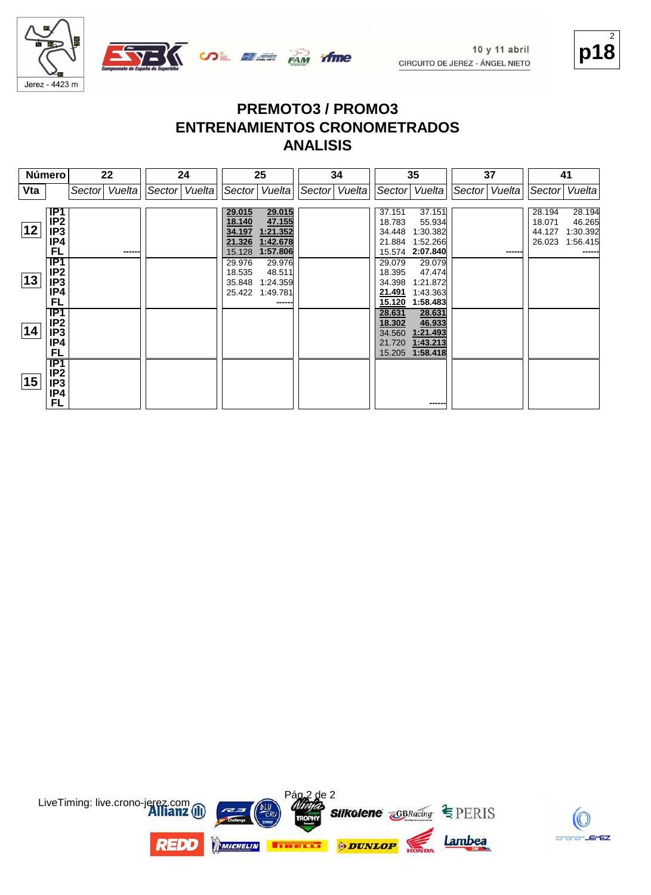10 y 11 abril
CIRCUITO DE JEREZ - ÁNGEL NIETO

# PREMOTO3 / PROMO3
# ENTRENAMIENTOS CRONOMETRADOS
# ANALISIS

| Número | | 22 | | 24 | | 25 | | 34 | | 35 | | 37 | | 41 | |
|---|---|---|---|---|---|---|---|---|---|---|---|---|---|---|---|
| Vta | | Sector | Vuelta | Sector | Vuelta | Sector | Vuelta | Sector | Vuelta | Sector | Vuelta | Sector | Vuelta | Sector | Vuelta |
| 12 | IP1 | | | | | 29.015 | 29.015 | | | 37.151 | 37.151 | | | 28.194 | 28.194 |
| | IP2 | | | | | 18.140 | 47.155 | | | 18.783 | 55.934 | | | 18.071 | 46.265 |
| | IP3 | | | | | 34.197 | 1:21.352 | | | 34.448 | 1:30.382 | | | 44.127 | 1:30.392 |
| | IP4 | | | | | 21.326 | 1:42.678 | | | 21.884 | 1:52.266 | | | 26.023 | 1:56.415 |
| | FL | | ------ | | | 15.128 | 1:57.806 | | | 15.574 | 2:07.840 | | ------ | | ------ |
| 13 | IP1 | | | | | 29.976 | 29.976 | | | 29.079 | 29.079 | | | | |
| | IP2 | | | | | 18.535 | 48.511 | | | 18.395 | 47.474 | | | | |
| | IP3 | | | | | 35.848 | 1:24.359 | | | 34.398 | 1:21.872 | | | | |
| | IP4 | | | | | 25.422 | 1:49.781 | | | 21.491 | 1:43.363 | | | | |
| | FL | | | | | | ------ | | | 15.120 | 1:58.483 | | | | |
| 14 | IP1 | | | | | | | | | 28.631 | 28.631 | | | | |
| | IP2 | | | | | | | | | 18.302 | 46.933 | | | | |
| | IP3 | | | | | | | | | 34.560 | 1:21.493 | | | | |
| | IP4 | | | | | | | | | 21.720 | 1:43.213 | | | | |
| | FL | | | | | | | | | 15.205 | 1:58.418 | | | | |
| 15 | IP1 | | | | | | | | | | | | | | |
| | IP2 | | | | | | | | | | | | | | |
| | IP3 | | | | | | | | | | | | | | |
| | IP4 | | | | | | | | | | | | | | |
| | FL | | | | | | | | | | ------ | | | | |

LiveTiming: live.crono-jerez.com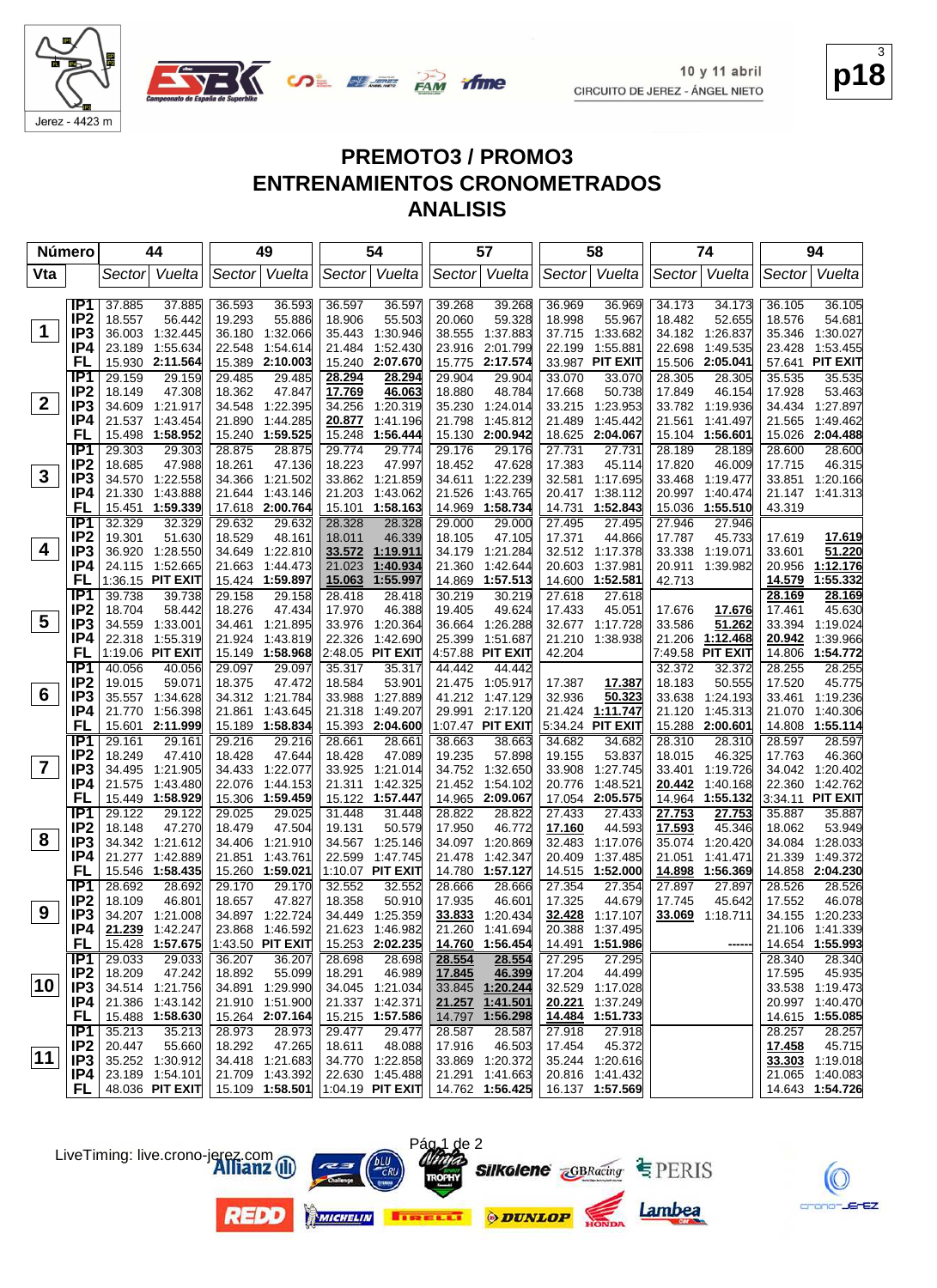10 y 11 abril
CIRCUITO DE JEREZ - ÁNGEL NIETO

# PREMOTO3 / PROMO3
## ENTRENAMIENTOS CRONOMETRADOS
## ANALISIS

| Vta | | 44 Sector | 44 Vuelta | 49 Sector | 49 Vuelta | 54 Sector | 54 Vuelta | 57 Sector | 57 Vuelta | 58 Sector | 58 Vuelta | 74 Sector | 74 Vuelta | 94 Sector | 94 Vuelta |
|---|---|---|---|---|---|---|---|---|---|---|---|---|---|---|---|
| 1 | IP1 | 37.885 | 37.885 | 36.593 | 36.593 | 36.597 | 36.597 | 39.268 | 39.268 | 36.969 | 36.969 | 34.173 | 34.173 | 36.105 | 36.105 |
| | IP2 | 18.557 | 56.442 | 19.293 | 55.886 | 18.906 | 55.503 | 20.060 | 59.328 | 18.998 | 55.967 | 18.482 | 52.655 | 18.576 | 54.681 |
| | IP3 | 36.003 | 1:32.445 | 36.180 | 1:32.066 | 35.443 | 1:30.946 | 38.555 | 1:37.883 | 37.715 | 1:33.682 | 34.182 | 1:26.837 | 35.346 | 1:30.027 |
| | IP4 | 23.189 | 1:55.634 | 22.548 | 1:54.614 | 21.484 | 1:52.430 | 23.916 | 2:01.799 | 22.199 | 1:55.881 | 22.698 | 1:49.535 | 23.428 | 1:53.455 |
| | FL | 15.930 | 2:11.564 | 15.389 | 2:10.003 | 15.240 | 2:07.670 | 15.775 | 2:17.574 | 33.987 | PIT EXIT | 15.506 | 2:05.041 | 57.641 | PIT EXIT |
| 2 | IP1 | 29.159 | 29.159 | 29.485 | 29.485 | 28.294 | 28.294 | 29.904 | 29.904 | 33.070 | 33.070 | 28.305 | 28.305 | 35.535 | 35.535 |
| | IP2 | 18.149 | 47.308 | 18.362 | 47.847 | 17.769 | 46.063 | 18.880 | 48.784 | 17.668 | 50.738 | 17.849 | 46.154 | 17.928 | 53.463 |
| | IP3 | 34.609 | 1:21.917 | 34.548 | 1:22.395 | 34.256 | 1:20.319 | 35.230 | 1:24.014 | 33.215 | 1:23.953 | 33.782 | 1:19.936 | 34.434 | 1:27.897 |
| | IP4 | 21.537 | 1:43.454 | 21.890 | 1:44.285 | 20.877 | 1:41.196 | 21.798 | 1:45.812 | 21.489 | 1:45.442 | 21.561 | 1:41.497 | 21.565 | 1:49.462 |
| | FL | 15.498 | 1:58.952 | 15.240 | 1:59.525 | 15.248 | 1:56.444 | 15.130 | 2:00.942 | 18.625 | 2:04.067 | 15.104 | 1:56.601 | 15.026 | 2:04.488 |
| 3 | IP1 | 29.303 | 29.303 | 28.875 | 28.875 | 29.774 | 29.774 | 29.176 | 29.176 | 27.731 | 27.731 | 28.189 | 28.189 | 28.600 | 28.600 |
| | IP2 | 18.685 | 47.988 | 18.261 | 47.136 | 18.223 | 47.997 | 18.452 | 47.628 | 17.383 | 45.114 | 17.820 | 46.009 | 17.715 | 46.315 |
| | IP3 | 34.570 | 1:22.558 | 34.366 | 1:21.502 | 33.862 | 1:21.859 | 34.611 | 1:22.239 | 32.581 | 1:17.695 | 33.468 | 1:19.477 | 33.851 | 1:20.166 |
| | IP4 | 21.330 | 1:43.888 | 21.644 | 1:43.146 | 21.203 | 1:43.062 | 21.526 | 1:43.765 | 20.417 | 1:38.112 | 20.997 | 1:40.474 | 21.147 | 1:41.313 |
| | FL | 15.451 | 1:59.339 | 17.618 | 2:00.764 | 15.101 | 1:58.163 | 14.969 | 1:58.734 | 14.731 | 1:52.843 | 15.036 | 1:55.510 | 43.319 | |
| 4 | IP1 | 32.329 | 32.329 | 29.632 | 29.632 | 28.328 | 28.328 | 29.000 | 29.000 | 27.495 | 27.495 | 27.946 | 27.946 | | |
| | IP2 | 19.301 | 51.630 | 18.529 | 48.161 | 18.011 | 46.339 | 18.105 | 47.105 | 17.371 | 44.866 | 17.787 | 45.733 | 17.619 | 17.619 |
| | IP3 | 36.920 | 1:28.550 | 34.649 | 1:22.810 | 33.572 | 1:19.911 | 34.179 | 1:21.284 | 32.512 | 1:17.378 | 33.338 | 1:19.071 | 33.601 | 51.220 |
| | IP4 | 24.115 | 1:52.665 | 21.663 | 1:44.473 | 21.023 | 1:40.934 | 21.360 | 1:42.644 | 20.603 | 1:37.981 | 20.911 | 1:39.982 | 20.956 | 1:12.176 |
| | FL | 1:36.15 | PIT EXIT | 15.424 | 1:59.897 | 15.063 | 1:55.997 | 14.869 | 1:57.513 | 14.600 | 1:52.581 | 42.713 | | 14.579 | 1:55.332 |
| 5 | IP1 | 39.738 | 39.738 | 29.158 | 29.158 | 28.418 | 28.418 | 30.219 | 30.219 | 27.618 | 27.618 | | | 28.169 | 28.169 |
| | IP2 | 18.704 | 58.442 | 18.276 | 47.434 | 17.970 | 46.388 | 19.405 | 49.624 | 17.433 | 45.051 | 17.676 | 17.676 | 17.461 | 45.630 |
| | IP3 | 34.559 | 1:33.001 | 34.461 | 1:21.895 | 33.976 | 1:20.364 | 36.664 | 1:26.288 | 32.677 | 1:17.728 | 33.586 | 51.262 | 33.394 | 1:19.024 |
| | IP4 | 22.318 | 1:55.319 | 21.924 | 1:43.819 | 22.326 | 1:42.690 | 25.399 | 1:51.687 | 21.210 | 1:38.938 | 21.206 | 1:12.468 | 20.942 | 1:39.966 |
| | FL | 1:19.06 | PIT EXIT | 15.149 | 1:58.968 | 2:48.05 | PIT EXIT | 4:57.88 | PIT EXIT | 42.204 | | 7:49.58 | PIT EXIT | 14.806 | 1:54.772 |
| 6 | IP1 | 40.056 | 40.056 | 29.097 | 29.097 | 35.317 | 35.317 | 44.442 | 44.442 | | | 32.372 | 32.372 | 28.255 | 28.255 |
| | IP2 | 19.015 | 59.071 | 18.375 | 47.472 | 18.584 | 53.901 | 21.475 | 1:05.917 | 17.387 | 17.387 | 18.183 | 50.555 | 17.520 | 45.775 |
| | IP3 | 35.557 | 1:34.628 | 34.312 | 1:21.784 | 33.988 | 1:27.889 | 41.212 | 1:47.129 | 32.936 | 50.323 | 33.638 | 1:24.193 | 33.461 | 1:19.236 |
| | IP4 | 21.770 | 1:56.398 | 21.861 | 1:43.645 | 21.318 | 1:49.207 | 29.991 | 2:17.120 | 21.424 | 1:11.747 | 21.120 | 1:45.313 | 21.070 | 1:40.306 |
| | FL | 15.601 | 2:11.999 | 15.189 | 1:58.834 | 15.393 | 2:04.600 | 1:07.47 | PIT EXIT | 5:34.24 | PIT EXIT | 15.288 | 2:00.601 | 14.808 | 1:55.114 |
| 7 | IP1 | 29.161 | 29.161 | 29.216 | 29.216 | 28.661 | 28.661 | 38.663 | 38.663 | 34.682 | 34.682 | 28.310 | 28.310 | 28.597 | 28.597 |
| | IP2 | 18.249 | 47.410 | 18.428 | 47.644 | 18.428 | 47.089 | 19.235 | 57.898 | 19.155 | 53.837 | 18.015 | 46.325 | 17.763 | 46.360 |
| | IP3 | 34.495 | 1:21.905 | 34.433 | 1:22.077 | 33.925 | 1:21.014 | 34.752 | 1:32.650 | 33.908 | 1:27.745 | 33.401 | 1:19.726 | 34.042 | 1:20.402 |
| | IP4 | 21.575 | 1:43.480 | 22.076 | 1:44.153 | 21.311 | 1:42.325 | 21.452 | 1:54.102 | 20.776 | 1:48.521 | 20.442 | 1:40.168 | 22.360 | 1:42.762 |
| | FL | 15.449 | 1:58.929 | 15.306 | 1:59.459 | 15.122 | 1:57.447 | 14.965 | 2:09.067 | 17.054 | 2:05.575 | 14.964 | 1:55.132 | 3:34.11 | PIT EXIT |
| 8 | IP1 | 29.122 | 29.122 | 29.025 | 29.025 | 31.448 | 31.448 | 28.822 | 28.822 | 27.433 | 27.433 | 27.753 | 27.753 | 35.887 | 35.887 |
| | IP2 | 18.148 | 47.270 | 18.479 | 47.504 | 19.131 | 50.579 | 17.950 | 46.772 | 17.160 | 44.593 | 17.593 | 45.346 | 18.062 | 53.949 |
| | IP3 | 34.342 | 1:21.612 | 34.406 | 1:21.910 | 34.567 | 1:25.146 | 34.097 | 1:20.869 | 32.483 | 1:17.076 | 35.074 | 1:20.420 | 34.084 | 1:28.033 |
| | IP4 | 21.277 | 1:42.889 | 21.851 | 1:43.761 | 22.599 | 1:47.745 | 21.478 | 1:42.347 | 20.409 | 1:37.485 | 21.051 | 1:41.471 | 21.339 | 1:49.372 |
| | FL | 15.546 | 1:58.435 | 15.260 | 1:59.021 | 1:10.07 | PIT EXIT | 14.780 | 1:57.127 | 14.515 | 1:52.000 | 14.898 | 1:56.369 | 14.858 | 2:04.230 |
| 9 | IP1 | 28.692 | 28.692 | 29.170 | 29.170 | 32.552 | 32.552 | 28.666 | 28.666 | 27.354 | 27.354 | 27.897 | 27.897 | 28.526 | 28.526 |
| | IP2 | 18.109 | 46.801 | 18.657 | 47.827 | 18.358 | 50.910 | 17.935 | 46.601 | 17.325 | 44.679 | 17.745 | 45.642 | 17.552 | 46.078 |
| | IP3 | 34.207 | 1:21.008 | 34.897 | 1:22.724 | 34.449 | 1:25.359 | 33.833 | 1:20.434 | 32.428 | 1:17.107 | 33.069 | 1:18.711 | 34.155 | 1:20.233 |
| | IP4 | 21.239 | 1:42.247 | 23.868 | 1:46.592 | 21.623 | 1:46.982 | 21.260 | 1:41.694 | 20.388 | 1:37.495 | | | 21.106 | 1:41.339 |
| | FL | 15.428 | 1:57.675 | 1:43.50 | PIT EXIT | 15.253 | 2:02.235 | 14.760 | 1:56.454 | 14.491 | 1:51.986 | | ------ | 14.654 | 1:55.993 |
| 10 | IP1 | 29.033 | 29.033 | 36.207 | 36.207 | 28.698 | 28.698 | 28.554 | 28.554 | 27.295 | 27.295 | | | 28.340 | 28.340 |
| | IP2 | 18.209 | 47.242 | 18.892 | 55.099 | 18.291 | 46.989 | 17.845 | 46.399 | 17.204 | 44.499 | | | 17.595 | 45.935 |
| | IP3 | 34.514 | 1:21.756 | 34.891 | 1:29.990 | 34.045 | 1:21.034 | 33.845 | 1:20.244 | 32.529 | 1:17.028 | | | 33.538 | 1:19.473 |
| | IP4 | 21.386 | 1:43.142 | 21.910 | 1:51.900 | 21.337 | 1:42.371 | 21.257 | 1:41.501 | 20.221 | 1:37.249 | | | 20.997 | 1:40.470 |
| | FL | 15.488 | 1:58.630 | 15.264 | 2:07.164 | 15.215 | 1:57.586 | 14.797 | 1:56.298 | 14.484 | 1:51.733 | | | 14.615 | 1:55.085 |
| 11 | IP1 | 35.213 | 35.213 | 28.973 | 28.973 | 29.477 | 29.477 | 28.587 | 28.587 | 27.918 | 27.918 | | | 28.257 | 28.257 |
| | IP2 | 20.447 | 55.660 | 18.292 | 47.265 | 18.611 | 48.088 | 17.916 | 46.503 | 17.454 | 45.372 | | | 17.458 | 45.715 |
| | IP3 | 35.252 | 1:30.912 | 34.418 | 1:21.683 | 34.770 | 1:22.858 | 33.869 | 1:20.372 | 35.244 | 1:20.616 | | | 33.303 | 1:19.018 |
| | IP4 | 23.189 | 1:54.101 | 21.709 | 1:43.392 | 22.630 | 1:45.488 | 21.291 | 1:41.663 | 20.816 | 1:41.432 | | | 21.065 | 1:40.083 |
| | FL | 48.036 | PIT EXIT | 15.109 | 1:58.501 | 1:04.19 | PIT EXIT | 14.762 | 1:56.425 | 16.137 | 1:57.569 | | | 14.643 | 1:54.726 |

LiveTiming: live.crono-jerez.com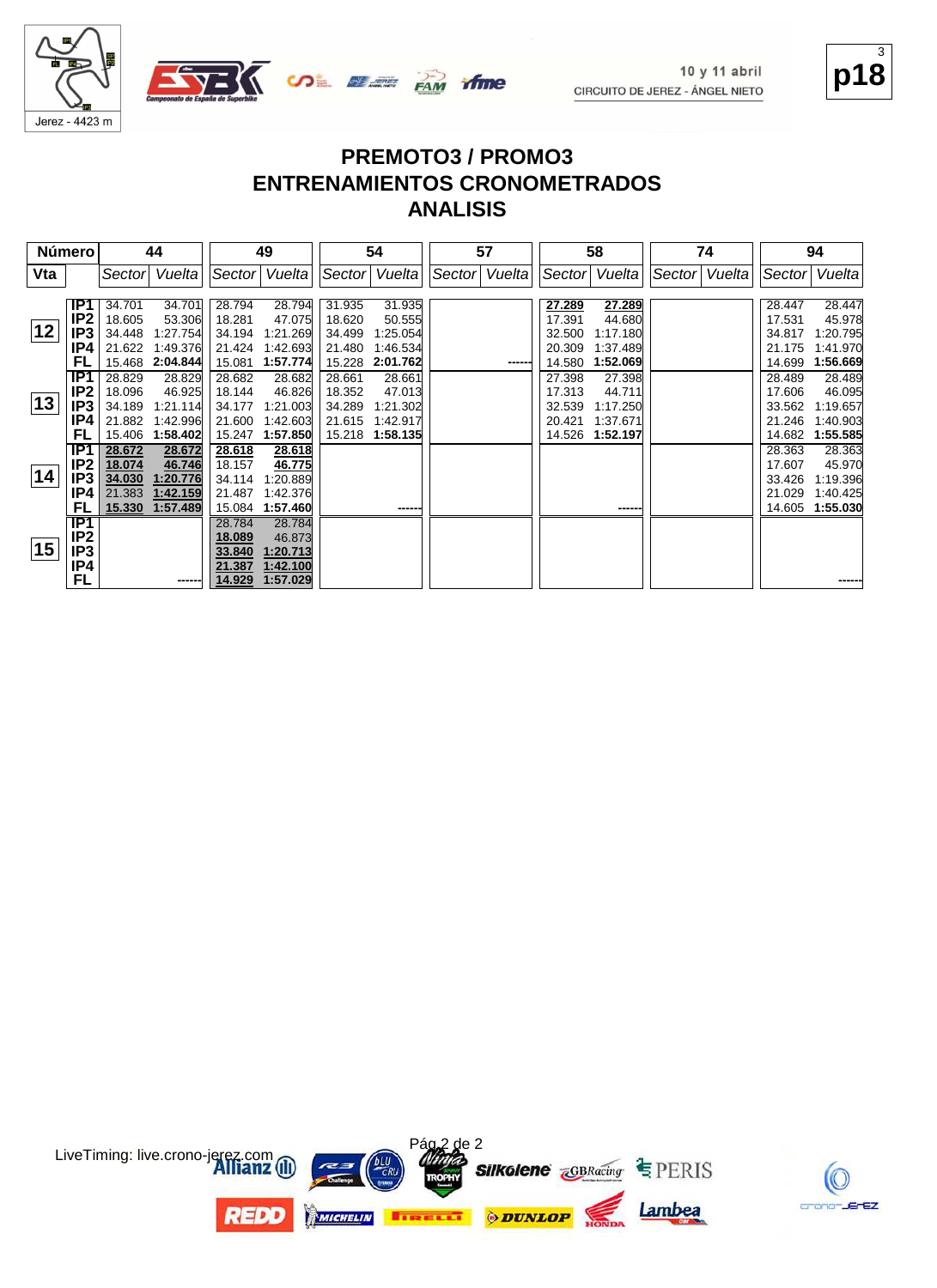# PREMOTO3 / PROMO3
# ENTRENAMIENTOS CRONOMETRADOS
# ANALISIS

| Número | | 44 | | 49 | | 54 | | 57 | | 58 | | 74 | | 94 | |
|---|---|---|---|---|---|---|---|---|---|---|---|---|---|---|---|
| Vta | | Sector | Vuelta | Sector | Vuelta | Sector | Vuelta | Sector | Vuelta | Sector | Vuelta | Sector | Vuelta | Sector | Vuelta |
| 12 | IP1 | 34.701 | 34.701 | 28.794 | 28.794 | 31.935 | 31.935 | | | 27.289 | 27.289 | | | 28.447 | 28.447 |
| | IP2 | 18.605 | 53.306 | 18.281 | 47.075 | 18.620 | 50.555 | | | 17.391 | 44.680 | | | 17.531 | 45.978 |
| | IP3 | 34.448 | 1:27.754 | 34.194 | 1:21.269 | 34.499 | 1:25.054 | | | 32.500 | 1:17.180 | | | 34.817 | 1:20.795 |
| | IP4 | 21.622 | 1:49.376 | 21.424 | 1:42.693 | 21.480 | 1:46.534 | | | 20.309 | 1:37.489 | | | 21.175 | 1:41.970 |
| | FL | 15.468 | 2:04.844 | 15.081 | 1:57.774 | 15.228 | 2:01.762 | | ------ | 14.580 | 1:52.069 | | | 14.699 | 1:56.669 |
| 13 | IP1 | 28.829 | 28.829 | 28.682 | 28.682 | 28.661 | 28.661 | | | 27.398 | 27.398 | | | 28.489 | 28.489 |
| | IP2 | 18.096 | 46.925 | 18.144 | 46.826 | 18.352 | 47.013 | | | 17.313 | 44.711 | | | 17.606 | 46.095 |
| | IP3 | 34.189 | 1:21.114 | 34.177 | 1:21.003 | 34.289 | 1:21.302 | | | 32.539 | 1:17.250 | | | 33.562 | 1:19.657 |
| | IP4 | 21.882 | 1:42.996 | 21.600 | 1:42.603 | 21.615 | 1:42.917 | | | 20.421 | 1:37.671 | | | 21.246 | 1:40.903 |
| | FL | 15.406 | 1:58.402 | 15.247 | 1:57.850 | 15.218 | 1:58.135 | | | 14.526 | 1:52.197 | | | 14.682 | 1:55.585 |
| 14 | IP1 | 28.672 | 28.672 | 28.618 | 28.618 | | | | | | | | | 28.363 | 28.363 |
| | IP2 | 18.074 | 46.746 | 18.157 | 46.775 | | | | | | | | | 17.607 | 45.970 |
| | IP3 | 34.030 | 1:20.776 | 34.114 | 1:20.889 | | | | | | | | | 33.426 | 1:19.396 |
| | IP4 | 21.383 | 1:42.159 | 21.487 | 1:42.376 | | | | | | | | | 21.029 | 1:40.425 |
| | FL | 15.330 | 1:57.489 | 15.084 | 1:57.460 | | ------ | | | | ------ | | | 14.605 | 1:55.030 |
| 15 | IP1 | | | 28.784 | 28.784 | | | | | | | | | | |
| | IP2 | | | 18.089 | 46.873 | | | | | | | | | | |
| | IP3 | | | 33.840 | 1:20.713 | | | | | | | | | | |
| | IP4 | | | 21.387 | 1:42.100 | | | | | | | | | | |
| | FL | | ------ | 14.929 | 1:57.029 | | | | | | | | | | ------ |

LiveTiming: live.crono-jerez.com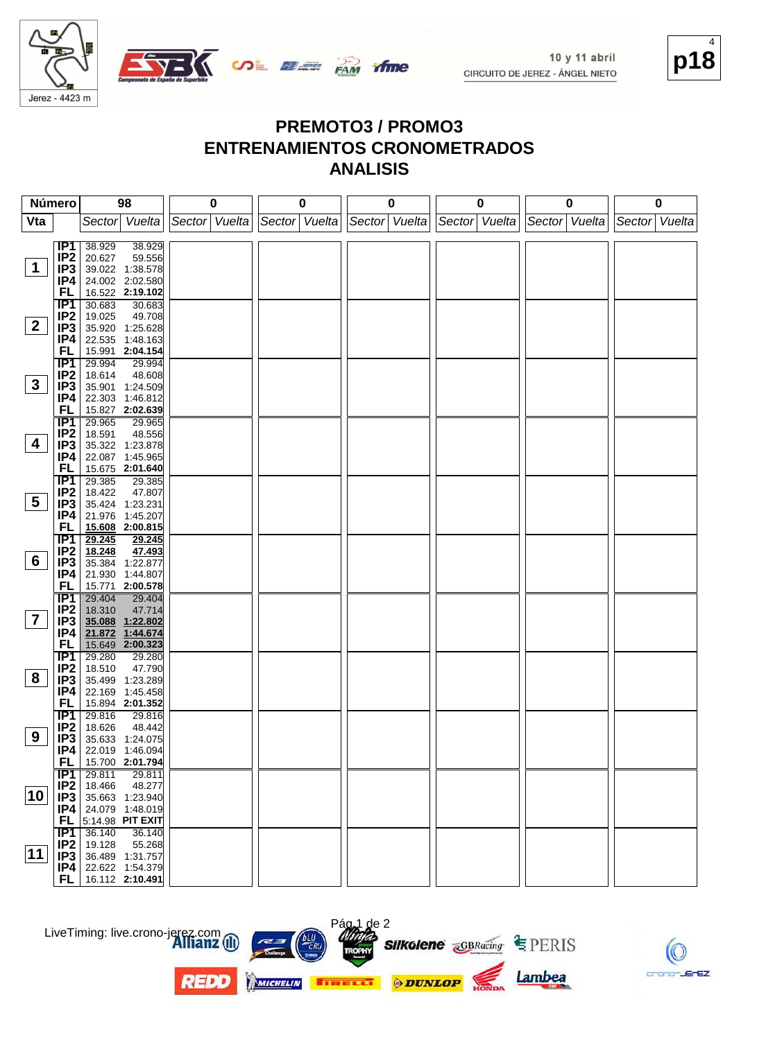10 y 11 abril
CIRCUITO DE JEREZ - ÁNGEL NIETO

p18

# PREMOTO3 / PROMO3
# ENTRENAMIENTOS CRONOMETRADOS
# ANALISIS

| Número | | 98 | | 0 | | 0 | | 0 | | 0 | | 0 | | 0 | |
|---|---|---|---|---|---|---|---|---|---|---|---|---|---|---|---|
| Vta | | Sector | Vuelta | Sector | Vuelta | Sector | Vuelta | Sector | Vuelta | Sector | Vuelta | Sector | Vuelta | Sector | Vuelta |
| 1 | IP1 | 38.929 | 38.929 | | | | | | | | | | | | |
| | IP2 | 20.627 | 59.556 | | | | | | | | | | | | |
| | IP3 | 39.022 | 1:38.578 | | | | | | | | | | | | |
| | IP4 | 24.002 | 2:02.580 | | | | | | | | | | | | |
| | FL | 16.522 | **2:19.102** | | | | | | | | | | | | |
| 2 | IP1 | 30.683 | 30.683 | | | | | | | | | | | | |
| | IP2 | 19.025 | 49.708 | | | | | | | | | | | | |
| | IP3 | 35.920 | 1:25.628 | | | | | | | | | | | | |
| | IP4 | 22.535 | 1:48.163 | | | | | | | | | | | | |
| | FL | 15.991 | **2:04.154** | | | | | | | | | | | | |
| 3 | IP1 | 29.994 | 29.994 | | | | | | | | | | | | |
| | IP2 | 18.614 | 48.608 | | | | | | | | | | | | |
| | IP3 | 35.901 | 1:24.509 | | | | | | | | | | | | |
| | IP4 | 22.303 | 1:46.812 | | | | | | | | | | | | |
| | FL | 15.827 | **2:02.639** | | | | | | | | | | | | |
| 4 | IP1 | 29.965 | 29.965 | | | | | | | | | | | | |
| | IP2 | 18.591 | 48.556 | | | | | | | | | | | | |
| | IP3 | 35.322 | 1:23.878 | | | | | | | | | | | | |
| | IP4 | 22.087 | 1:45.965 | | | | | | | | | | | | |
| | FL | 15.675 | **2:01.640** | | | | | | | | | | | | |
| 5 | IP1 | 29.385 | 29.385 | | | | | | | | | | | | |
| | IP2 | 18.422 | 47.807 | | | | | | | | | | | | |
| | IP3 | 35.424 | 1:23.231 | | | | | | | | | | | | |
| | IP4 | 21.976 | 1:45.207 | | | | | | | | | | | | |
| | FL | **15.608** | **2:00.815** | | | | | | | | | | | | |
| 6 | IP1 | **29.245** | **29.245** | | | | | | | | | | | | |
| | IP2 | **18.248** | **47.493** | | | | | | | | | | | | |
| | IP3 | 35.384 | 1:22.877 | | | | | | | | | | | | |
| | IP4 | 21.930 | 1:44.807 | | | | | | | | | | | | |
| | FL | 15.771 | **2:00.578** | | | | | | | | | | | | |
| 7 | IP1 | 29.404 | 29.404 | | | | | | | | | | | | |
| | IP2 | 18.310 | 47.714 | | | | | | | | | | | | |
| | IP3 | **35.088** | **1:22.802** | | | | | | | | | | | | |
| | IP4 | **21.872** | **1:44.674** | | | | | | | | | | | | |
| | FL | 15.649 | **2:00.323** | | | | | | | | | | | | |
| 8 | IP1 | 29.280 | 29.280 | | | | | | | | | | | | |
| | IP2 | 18.510 | 47.790 | | | | | | | | | | | | |
| | IP3 | 35.499 | 1:23.289 | | | | | | | | | | | | |
| | IP4 | 22.169 | 1:45.458 | | | | | | | | | | | | |
| | FL | 15.894 | **2:01.352** | | | | | | | | | | | | |
| 9 | IP1 | 29.816 | 29.816 | | | | | | | | | | | | |
| | IP2 | 18.626 | 48.442 | | | | | | | | | | | | |
| | IP3 | 35.633 | 1:24.075 | | | | | | | | | | | | |
| | IP4 | 22.019 | 1:46.094 | | | | | | | | | | | | |
| | FL | 15.700 | **2:01.794** | | | | | | | | | | | | |
| 10 | IP1 | 29.811 | 29.811 | | | | | | | | | | | | |
| | IP2 | 18.466 | 48.277 | | | | | | | | | | | | |
| | IP3 | 35.663 | 1:23.940 | | | | | | | | | | | | |
| | IP4 | 24.079 | 1:48.019 | | | | | | | | | | | | |
| | FL | 5:14.98 | **PIT EXIT** | | | | | | | | | | | | |
| 11 | IP1 | 36.140 | 36.140 | | | | | | | | | | | | |
| | IP2 | 19.128 | 55.268 | | | | | | | | | | | | |
| | IP3 | 36.489 | 1:31.757 | | | | | | | | | | | | |
| | IP4 | 22.622 | 1:54.379 | | | | | | | | | | | | |
| | FL | 16.112 | **2:10.491** | | | | | | | | | | | | |

LiveTiming: live.crono-jerez.com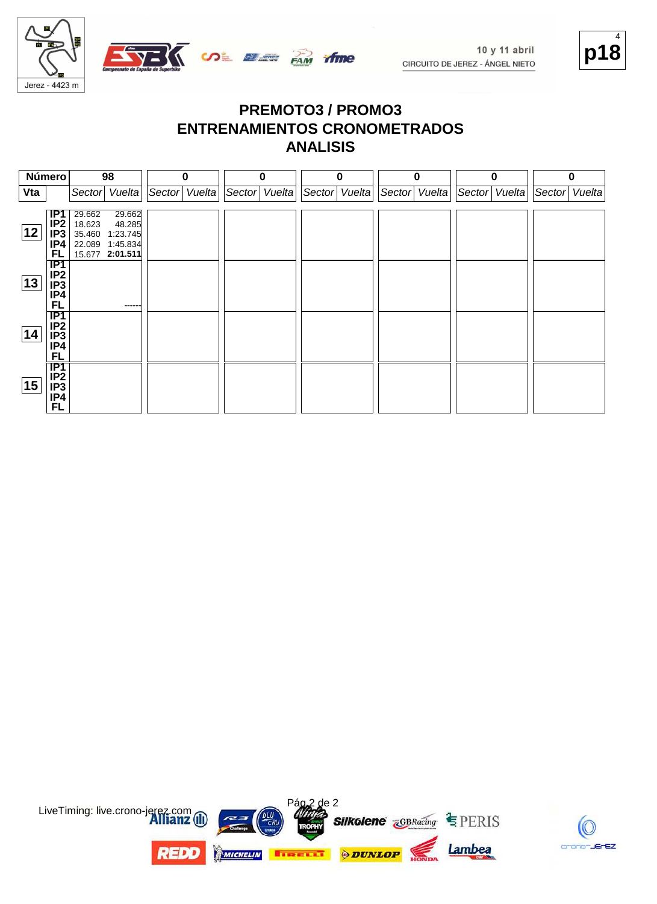10 y 11 abril
CIRCUITO DE JEREZ - ÁNGEL NIETO

# PREMOTO3 / PROMO3
## ENTRENAMIENTOS CRONOMETRADOS
## ANALISIS

| Número | | 98 | | 0 | | 0 | | 0 | | 0 | | 0 | | 0 | |
|---|---|---|---|---|---|---|---|---|---|---|---|---|---|---|---|
| Vta | | Sector | Vuelta | Sector | Vuelta | Sector | Vuelta | Sector | Vuelta | Sector | Vuelta | Sector | Vuelta | Sector | Vuelta |
| 12 | IP1 | 29.662 | 29.662 | | | | | | | | | | | | |
| | IP2 | 18.623 | 48.285 | | | | | | | | | | | | |
| | IP3 | 35.460 | 1:23.745 | | | | | | | | | | | | |
| | IP4 | 22.089 | 1:45.834 | | | | | | | | | | | | |
| | FL | 15.677 | **2:01.511** | | | | | | | | | | | | |
| 13 | IP1 | | | | | | | | | | | | | | |
| | IP2 | | | | | | | | | | | | | | |
| | IP3 | | | | | | | | | | | | | | |
| | IP4 | | | | | | | | | | | | | | |
| | FL | | ------ | | | | | | | | | | | | |
| 14 | IP1 | | | | | | | | | | | | | | |
| | IP2 | | | | | | | | | | | | | | |
| | IP3 | | | | | | | | | | | | | | |
| | IP4 | | | | | | | | | | | | | | |
| | FL | | | | | | | | | | | | | | |
| 15 | IP1 | | | | | | | | | | | | | | |
| | IP2 | | | | | | | | | | | | | | |
| | IP3 | | | | | | | | | | | | | | |
| | IP4 | | | | | | | | | | | | | | |
| | FL | | | | | | | | | | | | | | |

LiveTiming: live.crono-jerez.com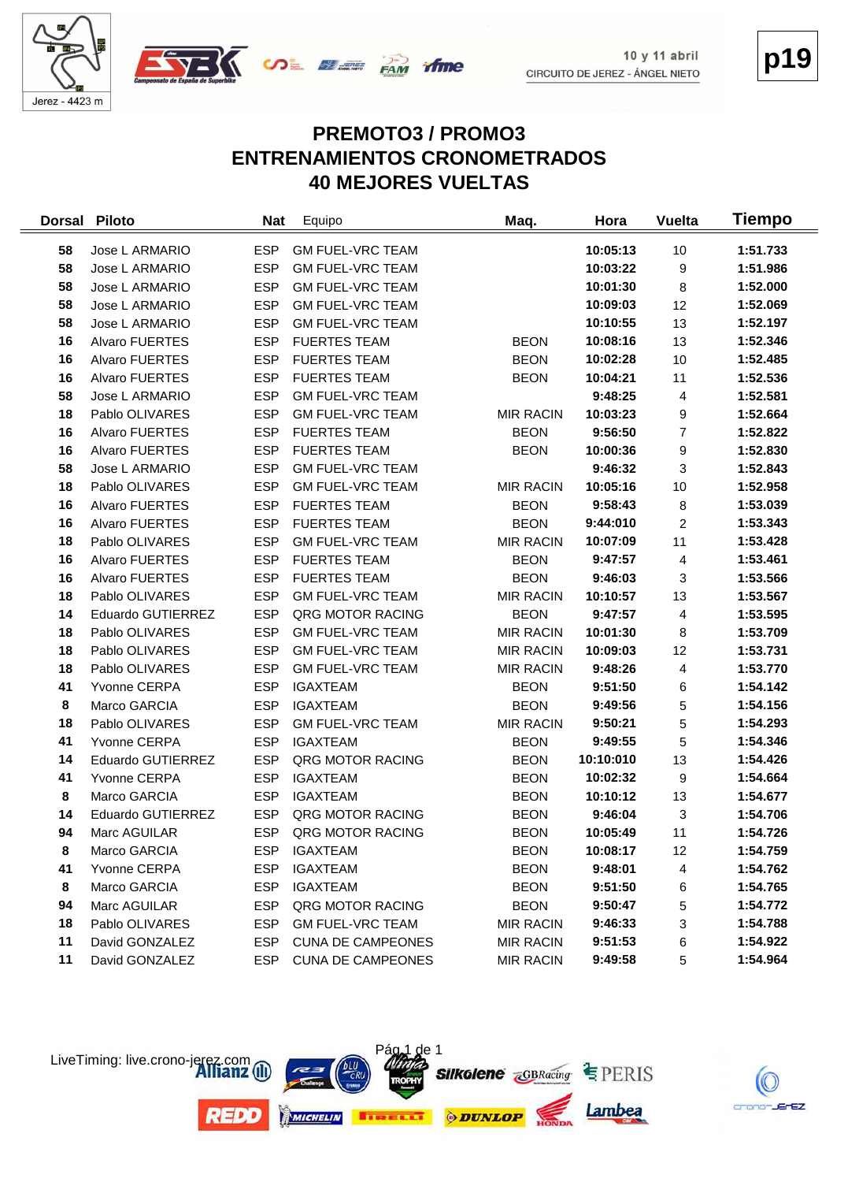10 y 11 abril
CIRCUITO DE JEREZ - ÁNGEL NIETO

p19

# PREMOTO3 / PROMO3
# ENTRENAMIENTOS CRONOMETRADOS
# 40 MEJORES VUELTAS

| Dorsal | Piloto | Nat | Equipo | Maq. | Hora | Vuelta | Tiempo |
|---|---|---|---|---|---|---|---|
| 58 | Jose L ARMARIO | ESP | GM FUEL-VRC TEAM | | 10:05:13 | 10 | 1:51.733 |
| 58 | Jose L ARMARIO | ESP | GM FUEL-VRC TEAM | | 10:03:22 | 9 | 1:51.986 |
| 58 | Jose L ARMARIO | ESP | GM FUEL-VRC TEAM | | 10:01:30 | 8 | 1:52.000 |
| 58 | Jose L ARMARIO | ESP | GM FUEL-VRC TEAM | | 10:09:03 | 12 | 1:52.069 |
| 58 | Jose L ARMARIO | ESP | GM FUEL-VRC TEAM | | 10:10:55 | 13 | 1:52.197 |
| 16 | Alvaro FUERTES | ESP | FUERTES TEAM | BEON | 10:08:16 | 13 | 1:52.346 |
| 16 | Alvaro FUERTES | ESP | FUERTES TEAM | BEON | 10:02:28 | 10 | 1:52.485 |
| 16 | Alvaro FUERTES | ESP | FUERTES TEAM | BEON | 10:04:21 | 11 | 1:52.536 |
| 58 | Jose L ARMARIO | ESP | GM FUEL-VRC TEAM | | 9:48:25 | 4 | 1:52.581 |
| 18 | Pablo OLIVARES | ESP | GM FUEL-VRC TEAM | MIR RACIN | 10:03:23 | 9 | 1:52.664 |
| 16 | Alvaro FUERTES | ESP | FUERTES TEAM | BEON | 9:56:50 | 7 | 1:52.822 |
| 16 | Alvaro FUERTES | ESP | FUERTES TEAM | BEON | 10:00:36 | 9 | 1:52.830 |
| 58 | Jose L ARMARIO | ESP | GM FUEL-VRC TEAM | | 9:46:32 | 3 | 1:52.843 |
| 18 | Pablo OLIVARES | ESP | GM FUEL-VRC TEAM | MIR RACIN | 10:05:16 | 10 | 1:52.958 |
| 16 | Alvaro FUERTES | ESP | FUERTES TEAM | BEON | 9:58:43 | 8 | 1:53.039 |
| 16 | Alvaro FUERTES | ESP | FUERTES TEAM | BEON | 9:44:010 | 2 | 1:53.343 |
| 18 | Pablo OLIVARES | ESP | GM FUEL-VRC TEAM | MIR RACIN | 10:07:09 | 11 | 1:53.428 |
| 16 | Alvaro FUERTES | ESP | FUERTES TEAM | BEON | 9:47:57 | 4 | 1:53.461 |
| 16 | Alvaro FUERTES | ESP | FUERTES TEAM | BEON | 9:46:03 | 3 | 1:53.566 |
| 18 | Pablo OLIVARES | ESP | GM FUEL-VRC TEAM | MIR RACIN | 10:10:57 | 13 | 1:53.567 |
| 14 | Eduardo GUTIERREZ | ESP | QRG MOTOR RACING | BEON | 9:47:57 | 4 | 1:53.595 |
| 18 | Pablo OLIVARES | ESP | GM FUEL-VRC TEAM | MIR RACIN | 10:01:30 | 8 | 1:53.709 |
| 18 | Pablo OLIVARES | ESP | GM FUEL-VRC TEAM | MIR RACIN | 10:09:03 | 12 | 1:53.731 |
| 18 | Pablo OLIVARES | ESP | GM FUEL-VRC TEAM | MIR RACIN | 9:48:26 | 4 | 1:53.770 |
| 41 | Yvonne CERPA | ESP | IGAXTEAM | BEON | 9:51:50 | 6 | 1:54.142 |
| 8 | Marco GARCIA | ESP | IGAXTEAM | BEON | 9:49:56 | 5 | 1:54.156 |
| 18 | Pablo OLIVARES | ESP | GM FUEL-VRC TEAM | MIR RACIN | 9:50:21 | 5 | 1:54.293 |
| 41 | Yvonne CERPA | ESP | IGAXTEAM | BEON | 9:49:55 | 5 | 1:54.346 |
| 14 | Eduardo GUTIERREZ | ESP | QRG MOTOR RACING | BEON | 10:10:010 | 13 | 1:54.426 |
| 41 | Yvonne CERPA | ESP | IGAXTEAM | BEON | 10:02:32 | 9 | 1:54.664 |
| 8 | Marco GARCIA | ESP | IGAXTEAM | BEON | 10:10:12 | 13 | 1:54.677 |
| 14 | Eduardo GUTIERREZ | ESP | QRG MOTOR RACING | BEON | 9:46:04 | 3 | 1:54.706 |
| 94 | Marc AGUILAR | ESP | QRG MOTOR RACING | BEON | 10:05:49 | 11 | 1:54.726 |
| 8 | Marco GARCIA | ESP | IGAXTEAM | BEON | 10:08:17 | 12 | 1:54.759 |
| 41 | Yvonne CERPA | ESP | IGAXTEAM | BEON | 9:48:01 | 4 | 1:54.762 |
| 8 | Marco GARCIA | ESP | IGAXTEAM | BEON | 9:51:50 | 6 | 1:54.765 |
| 94 | Marc AGUILAR | ESP | QRG MOTOR RACING | BEON | 9:50:47 | 5 | 1:54.772 |
| 18 | Pablo OLIVARES | ESP | GM FUEL-VRC TEAM | MIR RACIN | 9:46:33 | 3 | 1:54.788 |
| 11 | David GONZALEZ | ESP | CUNA DE CAMPEONES | MIR RACIN | 9:51:53 | 6 | 1:54.922 |
| 11 | David GONZALEZ | ESP | CUNA DE CAMPEONES | MIR RACIN | 9:49:58 | 5 | 1:54.964 |

LiveTiming: live.crono-jerez.com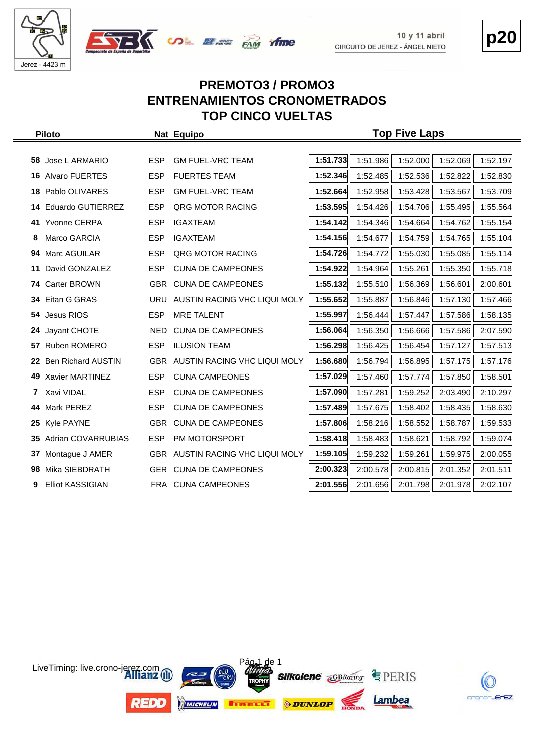10 y 11 abril
CIRCUITO DE JEREZ - ÁNGEL NIETO

p20

## PREMOTO3 / PROMO3
## ENTRENAMIENTOS CRONOMETRADOS
## TOP CINCO VUELTAS

| | Piloto | Nat | Equipo | Top Five Laps | | | | |
|---|---|---|---|---|---|---|---|---|
| 58 | Jose L ARMARIO | ESP | GM FUEL-VRC TEAM | **1:51.733** | 1:51.986 | 1:52.000 | 1:52.069 | 1:52.197 |
| 16 | Alvaro FUERTES | ESP | FUERTES TEAM | **1:52.346** | 1:52.485 | 1:52.536 | 1:52.822 | 1:52.830 |
| 18 | Pablo OLIVARES | ESP | GM FUEL-VRC TEAM | **1:52.664** | 1:52.958 | 1:53.428 | 1:53.567 | 1:53.709 |
| 14 | Eduardo GUTIERREZ | ESP | QRG MOTOR RACING | **1:53.595** | 1:54.426 | 1:54.706 | 1:55.495 | 1:55.564 |
| 41 | Yvonne CERPA | ESP | IGAXTEAM | **1:54.142** | 1:54.346 | 1:54.664 | 1:54.762 | 1:55.154 |
| 8 | Marco GARCIA | ESP | IGAXTEAM | **1:54.156** | 1:54.677 | 1:54.759 | 1:54.765 | 1:55.104 |
| 94 | Marc AGUILAR | ESP | QRG MOTOR RACING | **1:54.726** | 1:54.772 | 1:55.030 | 1:55.085 | 1:55.114 |
| 11 | David GONZALEZ | ESP | CUNA DE CAMPEONES | **1:54.922** | 1:54.964 | 1:55.261 | 1:55.350 | 1:55.718 |
| 74 | Carter BROWN | GBR | CUNA DE CAMPEONES | **1:55.132** | 1:55.510 | 1:56.369 | 1:56.601 | 2:00.601 |
| 34 | Eitan G GRAS | URU | AUSTIN RACING VHC LIQUI MOLY | **1:55.652** | 1:55.887 | 1:56.846 | 1:57.130 | 1:57.466 |
| 54 | Jesus RIOS | ESP | MRE TALENT | **1:55.997** | 1:56.444 | 1:57.447 | 1:57.586 | 1:58.135 |
| 24 | Jayant CHOTE | NED | CUNA DE CAMPEONES | **1:56.064** | 1:56.350 | 1:56.666 | 1:57.586 | 2:07.590 |
| 57 | Ruben ROMERO | ESP | ILUSION TEAM | **1:56.298** | 1:56.425 | 1:56.454 | 1:57.127 | 1:57.513 |
| 22 | Ben Richard AUSTIN | GBR | AUSTIN RACING VHC LIQUI MOLY | **1:56.680** | 1:56.794 | 1:56.895 | 1:57.175 | 1:57.176 |
| 49 | Xavier MARTINEZ | ESP | CUNA CAMPEONES | **1:57.029** | 1:57.460 | 1:57.774 | 1:57.850 | 1:58.501 |
| 7 | Xavi VIDAL | ESP | CUNA DE CAMPEONES | **1:57.090** | 1:57.281 | 1:59.252 | 2:03.490 | 2:10.297 |
| 44 | Mark PEREZ | ESP | CUNA DE CAMPEONES | **1:57.489** | 1:57.675 | 1:58.402 | 1:58.435 | 1:58.630 |
| 25 | Kyle PAYNE | GBR | CUNA DE CAMPEONES | **1:57.806** | 1:58.216 | 1:58.552 | 1:58.787 | 1:59.533 |
| 35 | Adrian COVARRUBIAS | ESP | PM MOTORSPORT | **1:58.418** | 1:58.483 | 1:58.621 | 1:58.792 | 1:59.074 |
| 37 | Montague J AMER | GBR | AUSTIN RACING VHC LIQUI MOLY | **1:59.105** | 1:59.232 | 1:59.261 | 1:59.975 | 2:00.055 |
| 98 | Mika SIEBDRATH | GER | CUNA DE CAMPEONES | **2:00.323** | 2:00.578 | 2:00.815 | 2:01.352 | 2:01.511 |
| 9 | Elliot KASSIGIAN | FRA | CUNA CAMPEONES | **2:01.556** | 2:01.656 | 2:01.798 | 2:01.978 | 2:02.107 |

LiveTiming: live.crono-jerez.com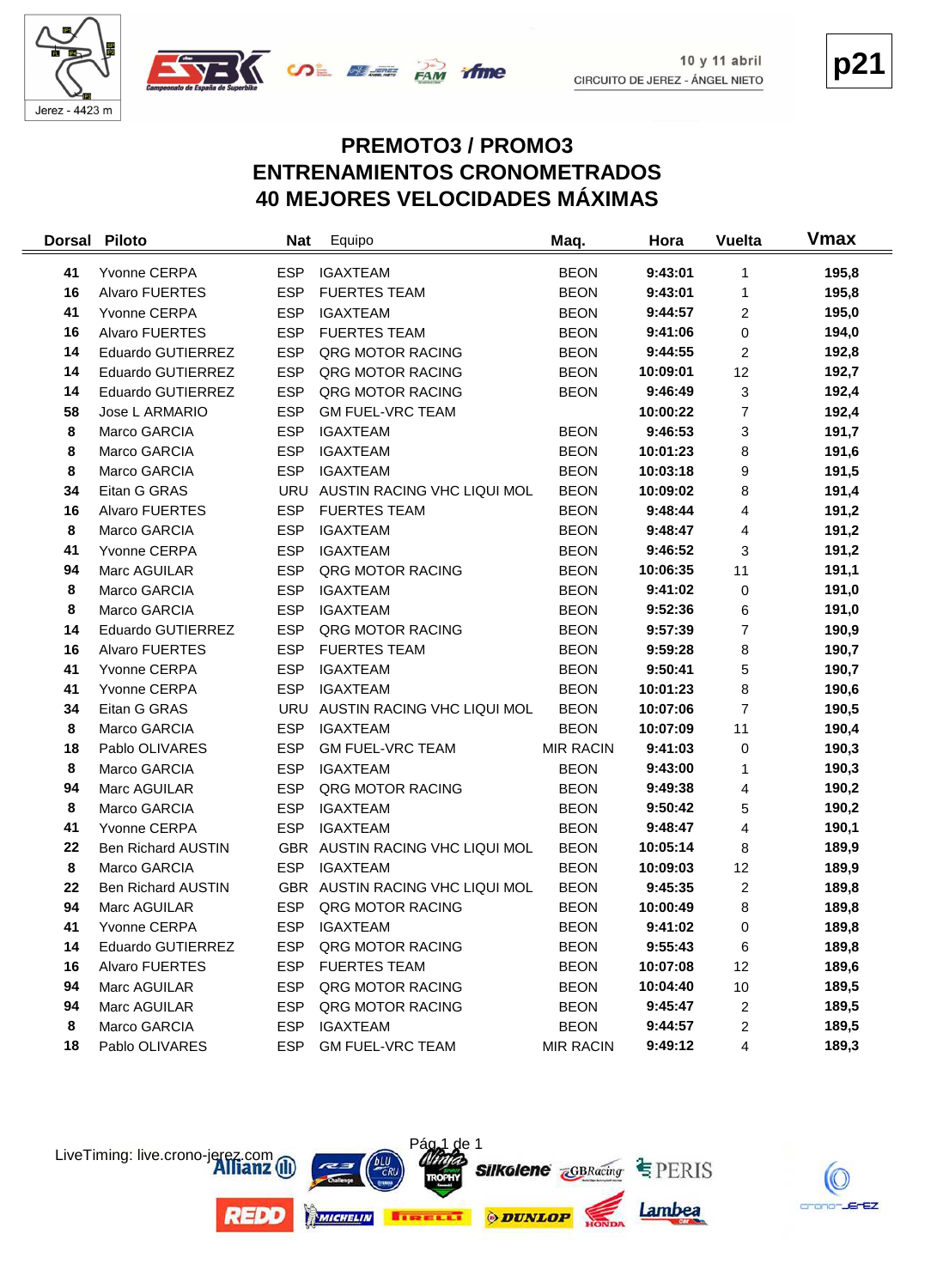Jerez - 4423 m

10 y 11 abril
CIRCUITO DE JEREZ - ÁNGEL NIETO

p21

# PREMOTO3 / PROMO3
# ENTRENAMIENTOS CRONOMETRADOS
# 40 MEJORES VELOCIDADES MÁXIMAS

| Dorsal | Piloto | Nat | Equipo | Maq. | Hora | Vuelta | Vmax |
|---|---|---|---|---|---|---|---|
| 41 | Yvonne CERPA | ESP | IGAXTEAM | BEON | 9:43:01 | 1 | 195,8 |
| 16 | Alvaro FUERTES | ESP | FUERTES TEAM | BEON | 9:43:01 | 1 | 195,8 |
| 41 | Yvonne CERPA | ESP | IGAXTEAM | BEON | 9:44:57 | 2 | 195,0 |
| 16 | Alvaro FUERTES | ESP | FUERTES TEAM | BEON | 9:41:06 | 0 | 194,0 |
| 14 | Eduardo GUTIERREZ | ESP | QRG MOTOR RACING | BEON | 9:44:55 | 2 | 192,8 |
| 14 | Eduardo GUTIERREZ | ESP | QRG MOTOR RACING | BEON | 10:09:01 | 12 | 192,7 |
| 14 | Eduardo GUTIERREZ | ESP | QRG MOTOR RACING | BEON | 9:46:49 | 3 | 192,4 |
| 58 | Jose L ARMARIO | ESP | GM FUEL-VRC TEAM | | 10:00:22 | 7 | 192,4 |
| 8 | Marco GARCIA | ESP | IGAXTEAM | BEON | 9:46:53 | 3 | 191,7 |
| 8 | Marco GARCIA | ESP | IGAXTEAM | BEON | 10:01:23 | 8 | 191,6 |
| 8 | Marco GARCIA | ESP | IGAXTEAM | BEON | 10:03:18 | 9 | 191,5 |
| 34 | Eitan G GRAS | URU | AUSTIN RACING VHC LIQUI MOL | BEON | 10:09:02 | 8 | 191,4 |
| 16 | Alvaro FUERTES | ESP | FUERTES TEAM | BEON | 9:48:44 | 4 | 191,2 |
| 8 | Marco GARCIA | ESP | IGAXTEAM | BEON | 9:48:47 | 4 | 191,2 |
| 41 | Yvonne CERPA | ESP | IGAXTEAM | BEON | 9:46:52 | 3 | 191,2 |
| 94 | Marc AGUILAR | ESP | QRG MOTOR RACING | BEON | 10:06:35 | 11 | 191,1 |
| 8 | Marco GARCIA | ESP | IGAXTEAM | BEON | 9:41:02 | 0 | 191,0 |
| 8 | Marco GARCIA | ESP | IGAXTEAM | BEON | 9:52:36 | 6 | 191,0 |
| 14 | Eduardo GUTIERREZ | ESP | QRG MOTOR RACING | BEON | 9:57:39 | 7 | 190,9 |
| 16 | Alvaro FUERTES | ESP | FUERTES TEAM | BEON | 9:59:28 | 8 | 190,7 |
| 41 | Yvonne CERPA | ESP | IGAXTEAM | BEON | 9:50:41 | 5 | 190,7 |
| 41 | Yvonne CERPA | ESP | IGAXTEAM | BEON | 10:01:23 | 8 | 190,6 |
| 34 | Eitan G GRAS | URU | AUSTIN RACING VHC LIQUI MOL | BEON | 10:07:06 | 7 | 190,5 |
| 8 | Marco GARCIA | ESP | IGAXTEAM | BEON | 10:07:09 | 11 | 190,4 |
| 18 | Pablo OLIVARES | ESP | GM FUEL-VRC TEAM | MIR RACIN | 9:41:03 | 0 | 190,3 |
| 8 | Marco GARCIA | ESP | IGAXTEAM | BEON | 9:43:00 | 1 | 190,3 |
| 94 | Marc AGUILAR | ESP | QRG MOTOR RACING | BEON | 9:49:38 | 4 | 190,2 |
| 8 | Marco GARCIA | ESP | IGAXTEAM | BEON | 9:50:42 | 5 | 190,2 |
| 41 | Yvonne CERPA | ESP | IGAXTEAM | BEON | 9:48:47 | 4 | 190,1 |
| 22 | Ben Richard AUSTIN | GBR | AUSTIN RACING VHC LIQUI MOL | BEON | 10:05:14 | 8 | 189,9 |
| 8 | Marco GARCIA | ESP | IGAXTEAM | BEON | 10:09:03 | 12 | 189,9 |
| 22 | Ben Richard AUSTIN | GBR | AUSTIN RACING VHC LIQUI MOL | BEON | 9:45:35 | 2 | 189,8 |
| 94 | Marc AGUILAR | ESP | QRG MOTOR RACING | BEON | 10:00:49 | 8 | 189,8 |
| 41 | Yvonne CERPA | ESP | IGAXTEAM | BEON | 9:41:02 | 0 | 189,8 |
| 14 | Eduardo GUTIERREZ | ESP | QRG MOTOR RACING | BEON | 9:55:43 | 6 | 189,8 |
| 16 | Alvaro FUERTES | ESP | FUERTES TEAM | BEON | 10:07:08 | 12 | 189,6 |
| 94 | Marc AGUILAR | ESP | QRG MOTOR RACING | BEON | 10:04:40 | 10 | 189,5 |
| 94 | Marc AGUILAR | ESP | QRG MOTOR RACING | BEON | 9:45:47 | 2 | 189,5 |
| 8 | Marco GARCIA | ESP | IGAXTEAM | BEON | 9:44:57 | 2 | 189,5 |
| 18 | Pablo OLIVARES | ESP | GM FUEL-VRC TEAM | MIR RACIN | 9:49:12 | 4 | 189,3 |

LiveTiming: live.crono-jerez.com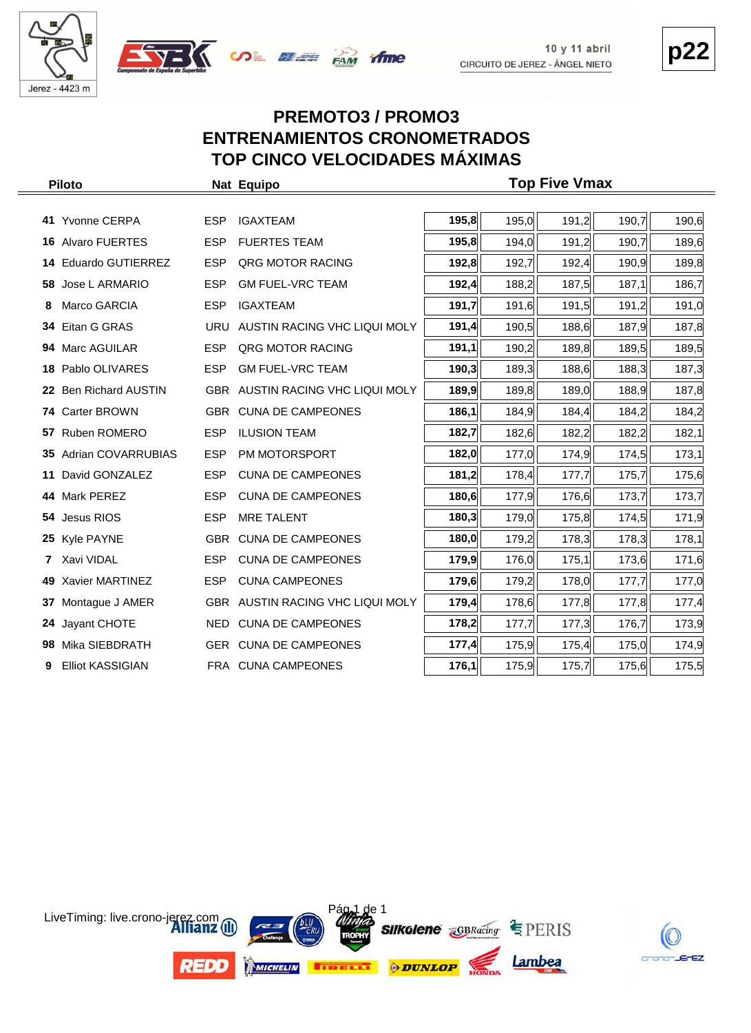10 y 11 abril
CIRCUITO DE JEREZ - ÁNGEL NIETO

p22

# PREMOTO3 / PROMO3
# ENTRENAMIENTOS CRONOMETRADOS
# TOP CINCO VELOCIDADES MÁXIMAS

| | Piloto | Nat | Equipo | Top Five Vmax | | | | |
|---|---|---|---|---|---|---|---|---|
| 41 | Yvonne CERPA | ESP | IGAXTEAM | **195,8** | 195,0 | 191,2 | 190,7 | 190,6 |
| 16 | Alvaro FUERTES | ESP | FUERTES TEAM | **195,8** | 194,0 | 191,2 | 190,7 | 189,6 |
| 14 | Eduardo GUTIERREZ | ESP | QRG MOTOR RACING | **192,8** | 192,7 | 192,4 | 190,9 | 189,8 |
| 58 | Jose L ARMARIO | ESP | GM FUEL-VRC TEAM | **192,4** | 188,2 | 187,5 | 187,1 | 186,7 |
| 8 | Marco GARCIA | ESP | IGAXTEAM | **191,7** | 191,6 | 191,5 | 191,2 | 191,0 |
| 34 | Eitan G GRAS | URU | AUSTIN RACING VHC LIQUI MOLY | **191,4** | 190,5 | 188,6 | 187,9 | 187,8 |
| 94 | Marc AGUILAR | ESP | QRG MOTOR RACING | **191,1** | 190,2 | 189,8 | 189,5 | 189,5 |
| 18 | Pablo OLIVARES | ESP | GM FUEL-VRC TEAM | **190,3** | 189,3 | 188,6 | 188,3 | 187,3 |
| 22 | Ben Richard AUSTIN | GBR | AUSTIN RACING VHC LIQUI MOLY | **189,9** | 189,8 | 189,0 | 188,9 | 187,8 |
| 74 | Carter BROWN | GBR | CUNA DE CAMPEONES | **186,1** | 184,9 | 184,4 | 184,2 | 184,2 |
| 57 | Ruben ROMERO | ESP | ILUSION TEAM | **182,7** | 182,6 | 182,2 | 182,2 | 182,1 |
| 35 | Adrian COVARRUBIAS | ESP | PM MOTORSPORT | **182,0** | 177,0 | 174,9 | 174,5 | 173,1 |
| 11 | David GONZALEZ | ESP | CUNA DE CAMPEONES | **181,2** | 178,4 | 177,7 | 175,7 | 175,6 |
| 44 | Mark PEREZ | ESP | CUNA DE CAMPEONES | **180,6** | 177,9 | 176,6 | 173,7 | 173,7 |
| 54 | Jesus RIOS | ESP | MRE TALENT | **180,3** | 179,0 | 175,8 | 174,5 | 171,9 |
| 25 | Kyle PAYNE | GBR | CUNA DE CAMPEONES | **180,0** | 179,2 | 178,3 | 178,3 | 178,1 |
| 7 | Xavi VIDAL | ESP | CUNA DE CAMPEONES | **179,9** | 176,0 | 175,1 | 173,6 | 171,6 |
| 49 | Xavier MARTINEZ | ESP | CUNA CAMPEONES | **179,6** | 179,2 | 178,0 | 177,7 | 177,0 |
| 37 | Montague J AMER | GBR | AUSTIN RACING VHC LIQUI MOLY | **179,4** | 178,6 | 177,8 | 177,8 | 177,4 |
| 24 | Jayant CHOTE | NED | CUNA DE CAMPEONES | **178,2** | 177,7 | 177,3 | 176,7 | 173,9 |
| 98 | Mika SIEBDRATH | GER | CUNA DE CAMPEONES | **177,4** | 175,9 | 175,4 | 175,0 | 174,9 |
| 9 | Elliot KASSIGIAN | FRA | CUNA CAMPEONES | **176,1** | 175,9 | 175,7 | 175,6 | 175,5 |

LiveTiming: live.crono-jerez.com